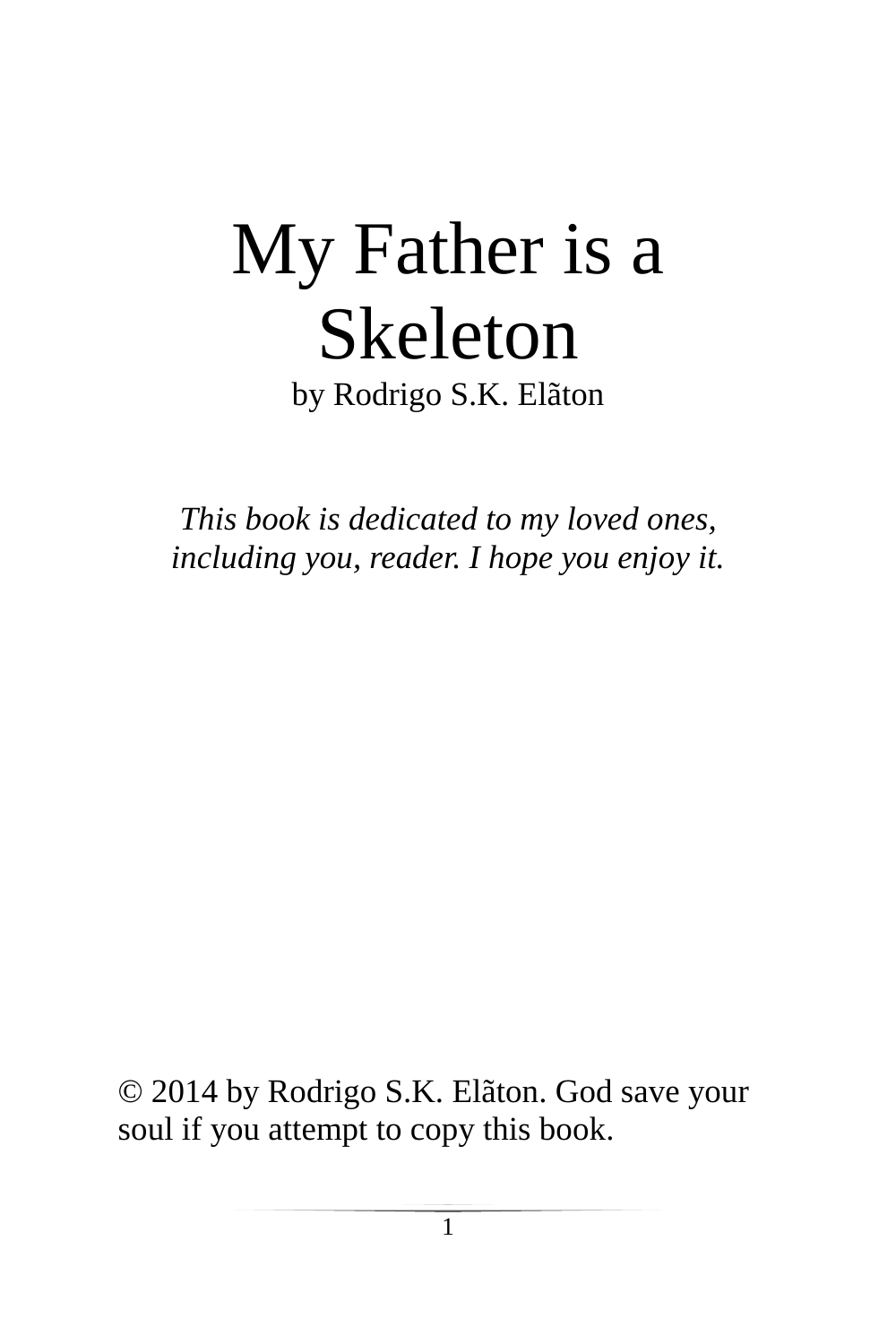# My Father is a Skeleton

by Rodrigo S.K. Elãton

*This book is dedicated to my loved ones, including you, reader. I hope you enjoy it.*

© 2014 by Rodrigo S.K. Elãton. God save your soul if you attempt to copy this book.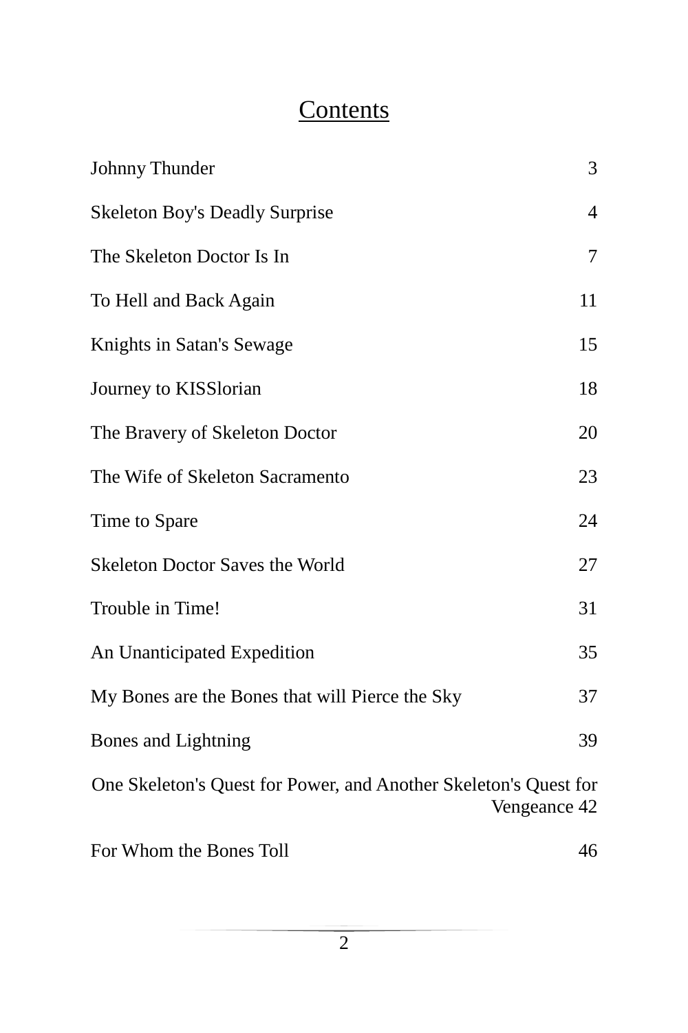# Contents

| | |
|---|---|
| Johnny Thunder | 3 |
| Skeleton Boy's Deadly Surprise | 4 |
| The Skeleton Doctor Is In | 7 |
| To Hell and Back Again | 11 |
| Knights in Satan's Sewage | 15 |
| Journey to KISSlorian | 18 |
| The Bravery of Skeleton Doctor | 20 |
| The Wife of Skeleton Sacramento | 23 |
| Time to Spare | 24 |
| Skeleton Doctor Saves the World | 27 |
| Trouble in Time! | 31 |
| An Unanticipated Expedition | 35 |
| My Bones are the Bones that will Pierce the Sky | 37 |
| Bones and Lightning | 39 |
| One Skeleton's Quest for Power, and Another Skeleton's Quest for Vengeance | 42 |
| For Whom the Bones Toll | 46 |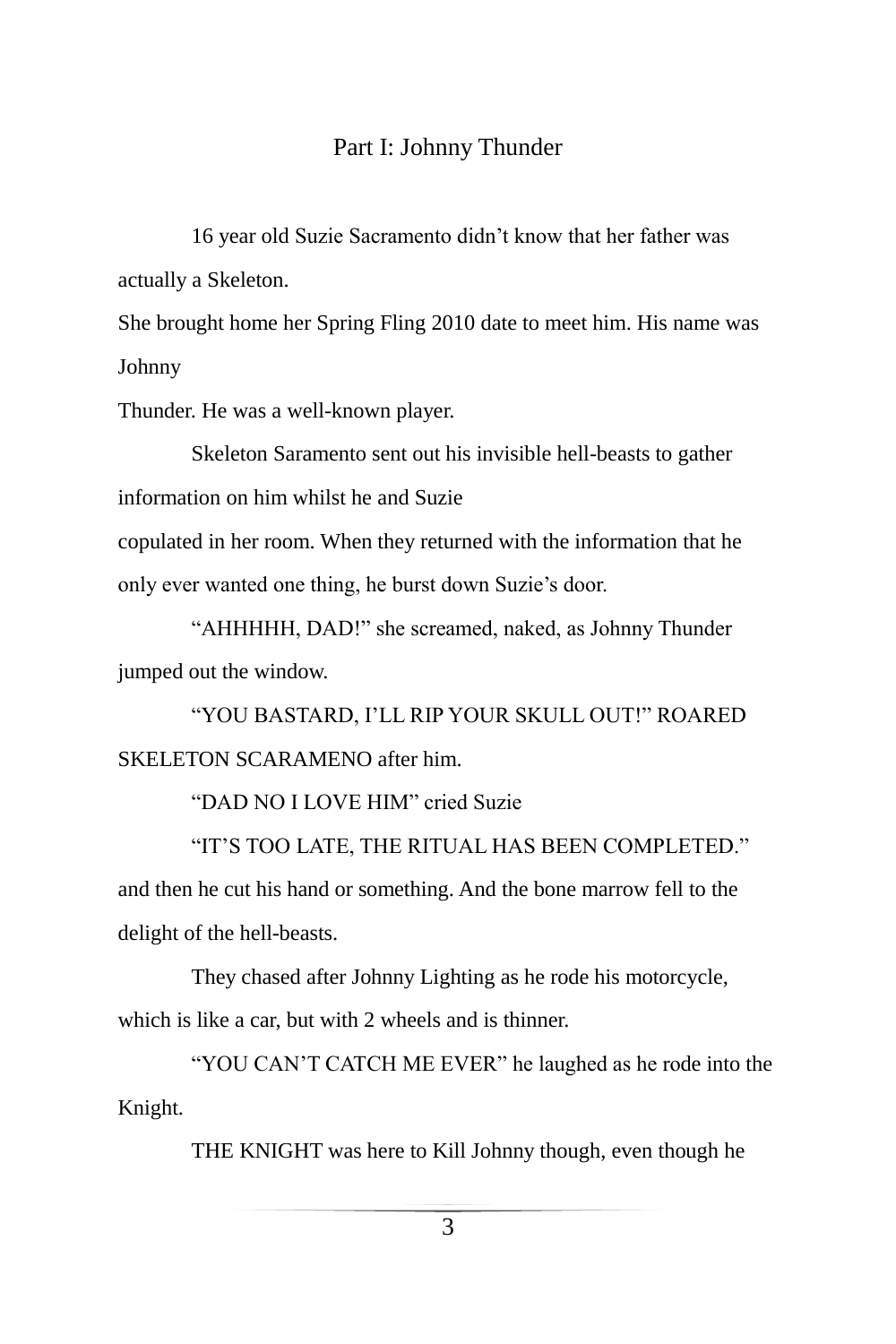## Part I: Johnny Thunder

16 year old Suzie Sacramento didn't know that her father was actually a Skeleton.

She brought home her Spring Fling 2010 date to meet him. His name was Johnny Thunder. He was a well-known player.

Skeleton Saramento sent out his invisible hell-beasts to gather information on him whilst he and Suzie copulated in her room. When they returned with the information that he only ever wanted one thing, he burst down Suzie's door.

"AHHHHH, DAD!" she screamed, naked, as Johnny Thunder jumped out the window.

"YOU BASTARD, I'LL RIP YOUR SKULL OUT!" ROARED SKELETON SCARAMENO after him.

"DAD NO I LOVE HIM" cried Suzie

"IT'S TOO LATE, THE RITUAL HAS BEEN COMPLETED." and then he cut his hand or something. And the bone marrow fell to the delight of the hell-beasts.

They chased after Johnny Lighting as he rode his motorcycle, which is like a car, but with 2 wheels and is thinner.

"YOU CAN'T CATCH ME EVER" he laughed as he rode into the Knight.

THE KNIGHT was here to Kill Johnny though, even though he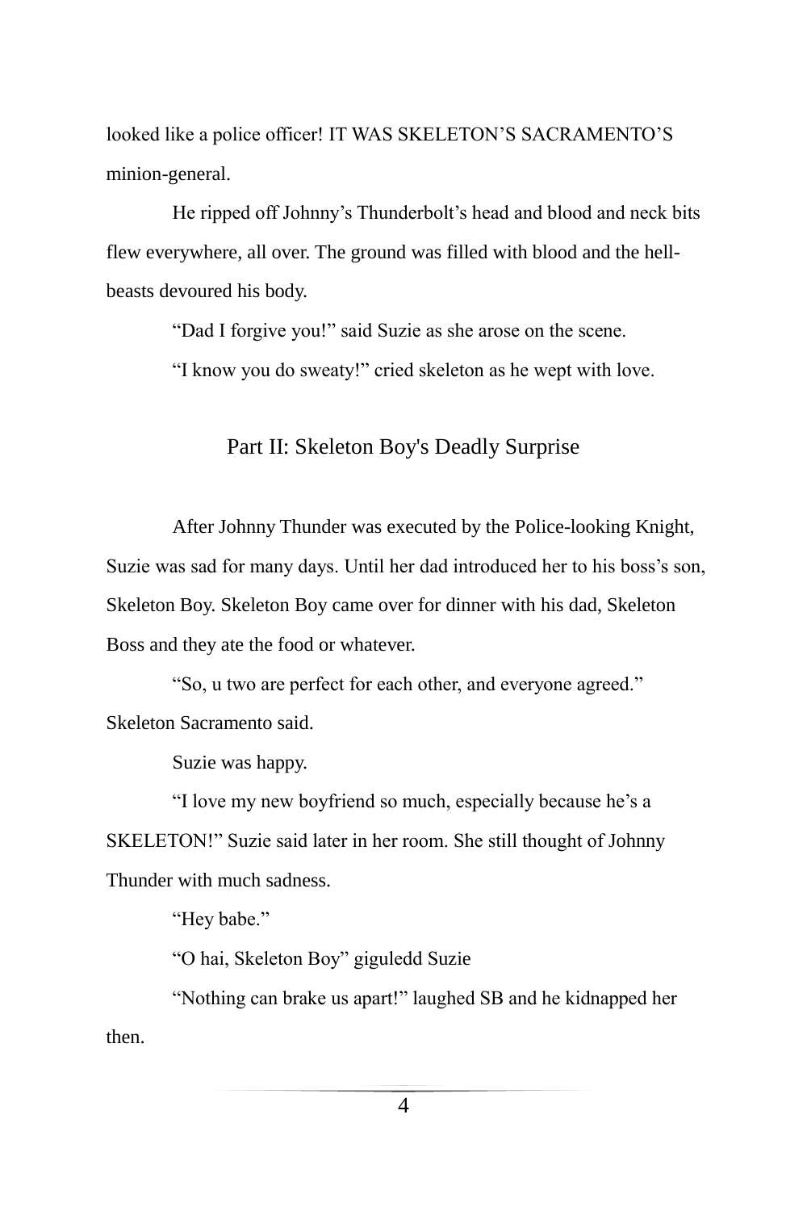looked like a police officer! IT WAS SKELETON'S SACRAMENTO'S minion-general.

He ripped off Johnny's Thunderbolt's head and blood and neck bits flew everywhere, all over. The ground was filled with blood and the hell-beasts devoured his body.

"Dad I forgive you!" said Suzie as she arose on the scene.

"I know you do sweaty!" cried skeleton as he wept with love.

## Part II: Skeleton Boy's Deadly Surprise

After Johnny Thunder was executed by the Police-looking Knight, Suzie was sad for many days. Until her dad introduced her to his boss's son, Skeleton Boy. Skeleton Boy came over for dinner with his dad, Skeleton Boss and they ate the food or whatever.

"So, u two are perfect for each other, and everyone agreed." Skeleton Sacramento said.

Suzie was happy.

"I love my new boyfriend so much, especially because he's a SKELETON!" Suzie said later in her room. She still thought of Johnny Thunder with much sadness.

"Hey babe."

"O hai, Skeleton Boy" giguledd Suzie

"Nothing can brake us apart!" laughed SB and he kidnapped her then.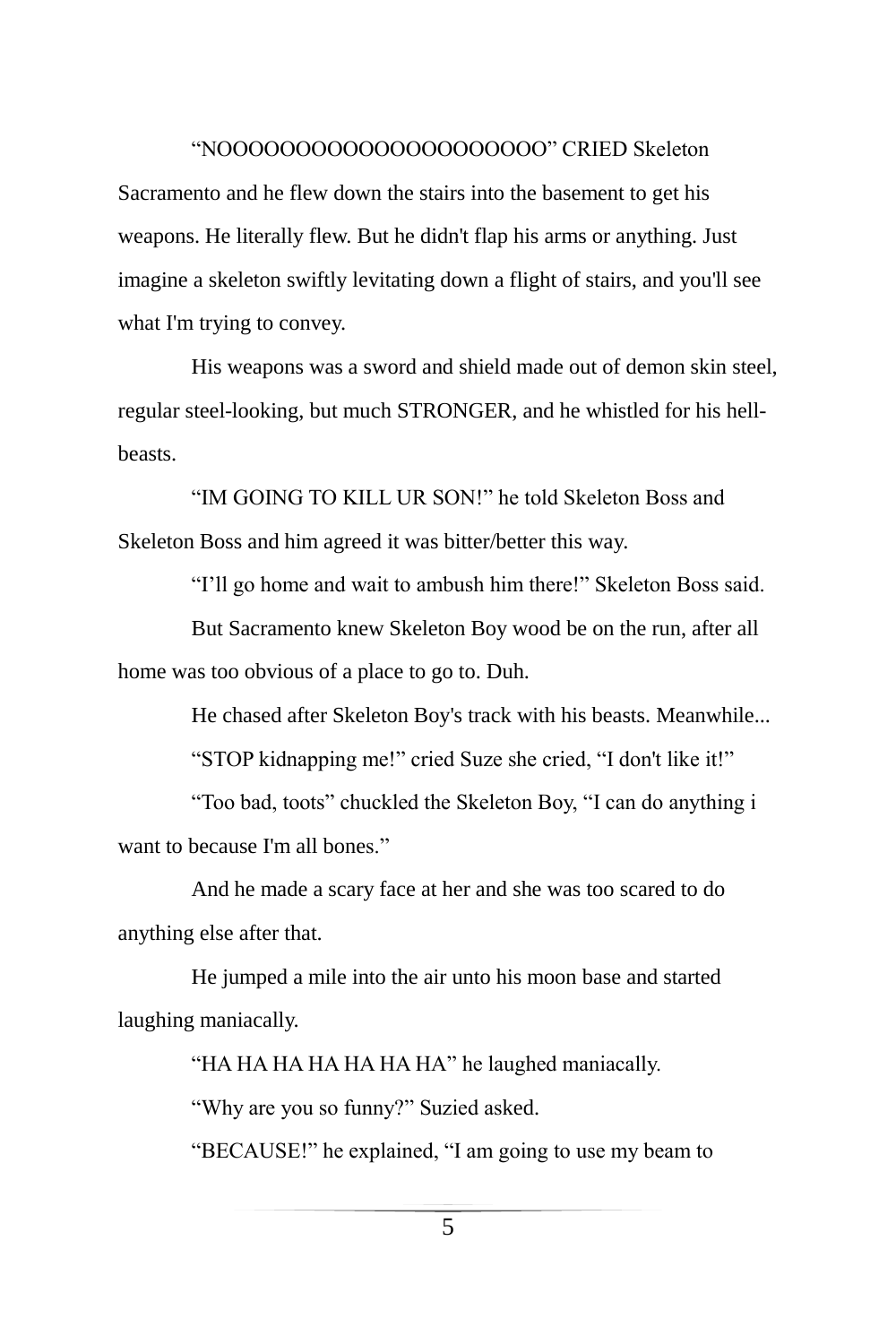"NOOOOOOOOOOOOOOOOOOOO" CRIED Skeleton Sacramento and he flew down the stairs into the basement to get his weapons. He literally flew. But he didn't flap his arms or anything. Just imagine a skeleton swiftly levitating down a flight of stairs, and you'll see what I'm trying to convey.

His weapons was a sword and shield made out of demon skin steel, regular steel-looking, but much STRONGER, and he whistled for his hell-beasts.

"IM GOING TO KILL UR SON!" he told Skeleton Boss and Skeleton Boss and him agreed it was bitter/better this way.

"I'll go home and wait to ambush him there!" Skeleton Boss said.

But Sacramento knew Skeleton Boy wood be on the run, after all home was too obvious of a place to go to. Duh.

He chased after Skeleton Boy's track with his beasts. Meanwhile...

"STOP kidnapping me!" cried Suze she cried, "I don't like it!"

"Too bad, toots" chuckled the Skeleton Boy, "I can do anything i want to because I'm all bones."

And he made a scary face at her and she was too scared to do anything else after that.

He jumped a mile into the air unto his moon base and started laughing maniacally.

"HA HA HA HA HA HA HA" he laughed maniacally.

"Why are you so funny?" Suzied asked.

"BECAUSE!" he explained, "I am going to use my beam to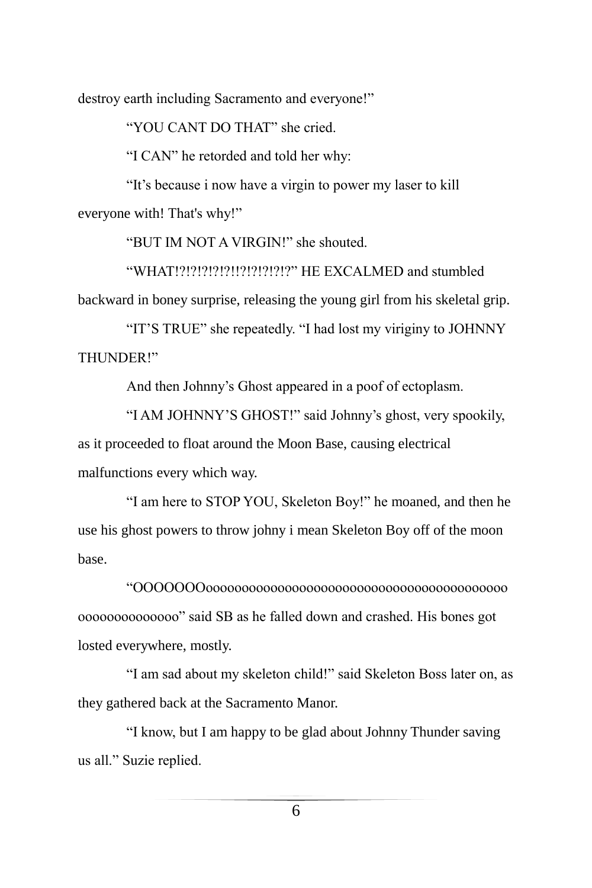destroy earth including Sacramento and everyone!"

"YOU CANT DO THAT" she cried.

"I CAN" he retorded and told her why:

"It's because i now have a virgin to power my laser to kill everyone with! That's why!"

"BUT IM NOT A VIRGIN!" she shouted.

"WHAT!?!?!?!?!?!!?!?!?!?!?" HE EXCALMED and stumbled backward in boney surprise, releasing the young girl from his skeletal grip.

"IT'S TRUE" she repeatedly. "I had lost my viriginy to JOHNNY THUNDER!"

And then Johnny's Ghost appeared in a poof of ectoplasm.

"I AM JOHNNY'S GHOST!" said Johnny's ghost, very spookily, as it proceeded to float around the Moon Base, causing electrical malfunctions every which way.

"I am here to STOP YOU, Skeleton Boy!" he moaned, and then he use his ghost powers to throw johny i mean Skeleton Boy off of the moon base.

"OOOOOOOoooooooooooooooooooooooooooooooooooooooooooooooooooooo" said SB as he falled down and crashed. His bones got losted everywhere, mostly.

"I am sad about my skeleton child!" said Skeleton Boss later on, as they gathered back at the Sacramento Manor.

"I know, but I am happy to be glad about Johnny Thunder saving us all." Suzie replied.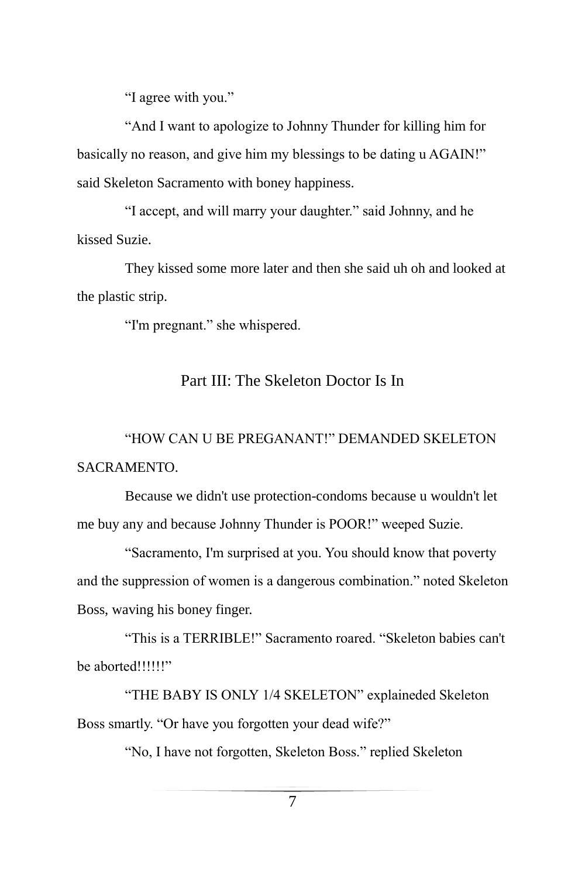“I agree with you.”

“And I want to apologize to Johnny Thunder for killing him for basically no reason, and give him my blessings to be dating u AGAIN!” said Skeleton Sacramento with boney happiness.

“I accept, and will marry your daughter.” said Johnny, and he kissed Suzie.

They kissed some more later and then she said uh oh and looked at the plastic strip.

“I'm pregnant.” she whispered.

## Part III: The Skeleton Doctor Is In

“HOW CAN U BE PREGANANT!” DEMANDED SKELETON SACRAMENTO.

Because we didn't use protection-condoms because u wouldn't let me buy any and because Johnny Thunder is POOR!” weeped Suzie.

“Sacramento, I'm surprised at you. You should know that poverty and the suppression of women is a dangerous combination.” noted Skeleton Boss, waving his boney finger.

“This is a TERRIBLE!” Sacramento roared. “Skeleton babies can't be aborted!!!!!!”

“THE BABY IS ONLY 1/4 SKELETON” explaineded Skeleton Boss smartly. “Or have you forgotten your dead wife?”

“No, I have not forgotten, Skeleton Boss.” replied Skeleton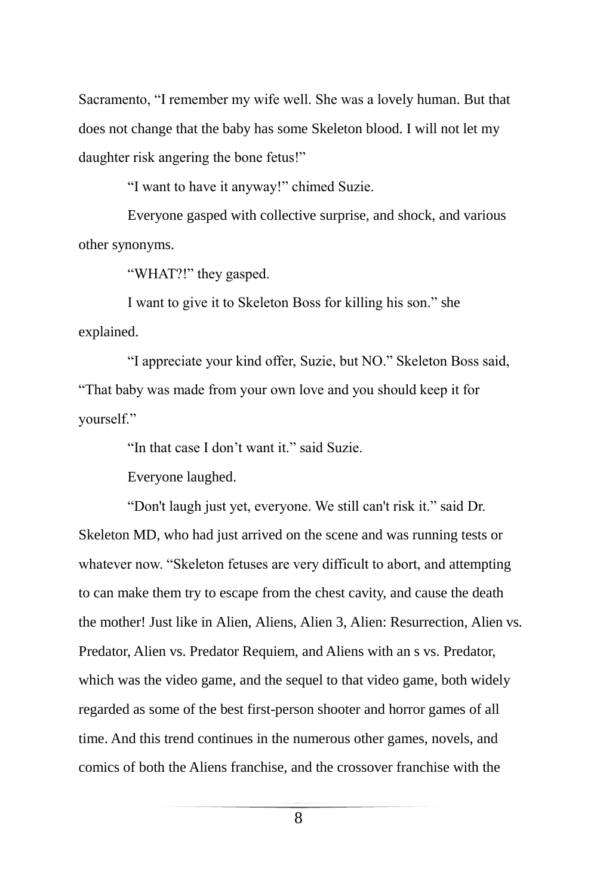Sacramento, “I remember my wife well. She was a lovely human. But that does not change that the baby has some Skeleton blood. I will not let my daughter risk angering the bone fetus!”

“I want to have it anyway!” chimed Suzie.

Everyone gasped with collective surprise, and shock, and various other synonyms.

“WHAT?!” they gasped.

I want to give it to Skeleton Boss for killing his son.” she explained.

“I appreciate your kind offer, Suzie, but NO.” Skeleton Boss said, “That baby was made from your own love and you should keep it for yourself.”

“In that case I don’t want it.” said Suzie.

Everyone laughed.

“Don't laugh just yet, everyone. We still can't risk it.” said Dr. Skeleton MD, who had just arrived on the scene and was running tests or whatever now. “Skeleton fetuses are very difficult to abort, and attempting to can make them try to escape from the chest cavity, and cause the death the mother! Just like in Alien, Aliens, Alien 3, Alien: Resurrection, Alien vs. Predator, Alien vs. Predator Requiem, and Aliens with an s vs. Predator, which was the video game, and the sequel to that video game, both widely regarded as some of the best first-person shooter and horror games of all time. And this trend continues in the numerous other games, novels, and comics of both the Aliens franchise, and the crossover franchise with the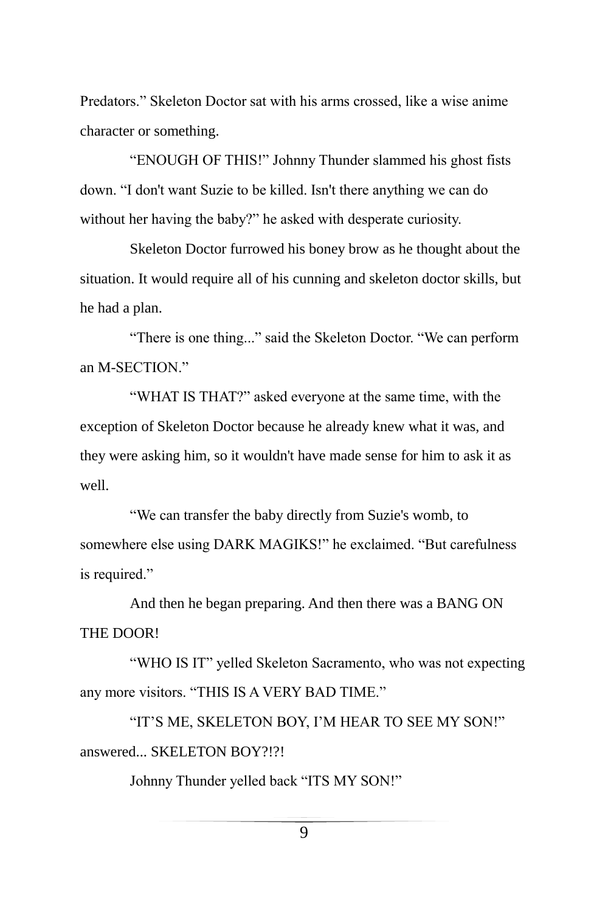Predators." Skeleton Doctor sat with his arms crossed, like a wise anime character or something.

"ENOUGH OF THIS!" Johnny Thunder slammed his ghost fists down. "I don't want Suzie to be killed. Isn't there anything we can do without her having the baby?" he asked with desperate curiosity.

Skeleton Doctor furrowed his boney brow as he thought about the situation. It would require all of his cunning and skeleton doctor skills, but he had a plan.

"There is one thing..." said the Skeleton Doctor. "We can perform an M-SECTION."

"WHAT IS THAT?" asked everyone at the same time, with the exception of Skeleton Doctor because he already knew what it was, and they were asking him, so it wouldn't have made sense for him to ask it as well.

"We can transfer the baby directly from Suzie's womb, to somewhere else using DARK MAGIKS!" he exclaimed. "But carefulness is required."

And then he began preparing. And then there was a BANG ON THE DOOR!

"WHO IS IT" yelled Skeleton Sacramento, who was not expecting any more visitors. "THIS IS A VERY BAD TIME."

"IT'S ME, SKELETON BOY, I'M HEAR TO SEE MY SON!" answered... SKELETON BOY?!?!

Johnny Thunder yelled back "ITS MY SON!"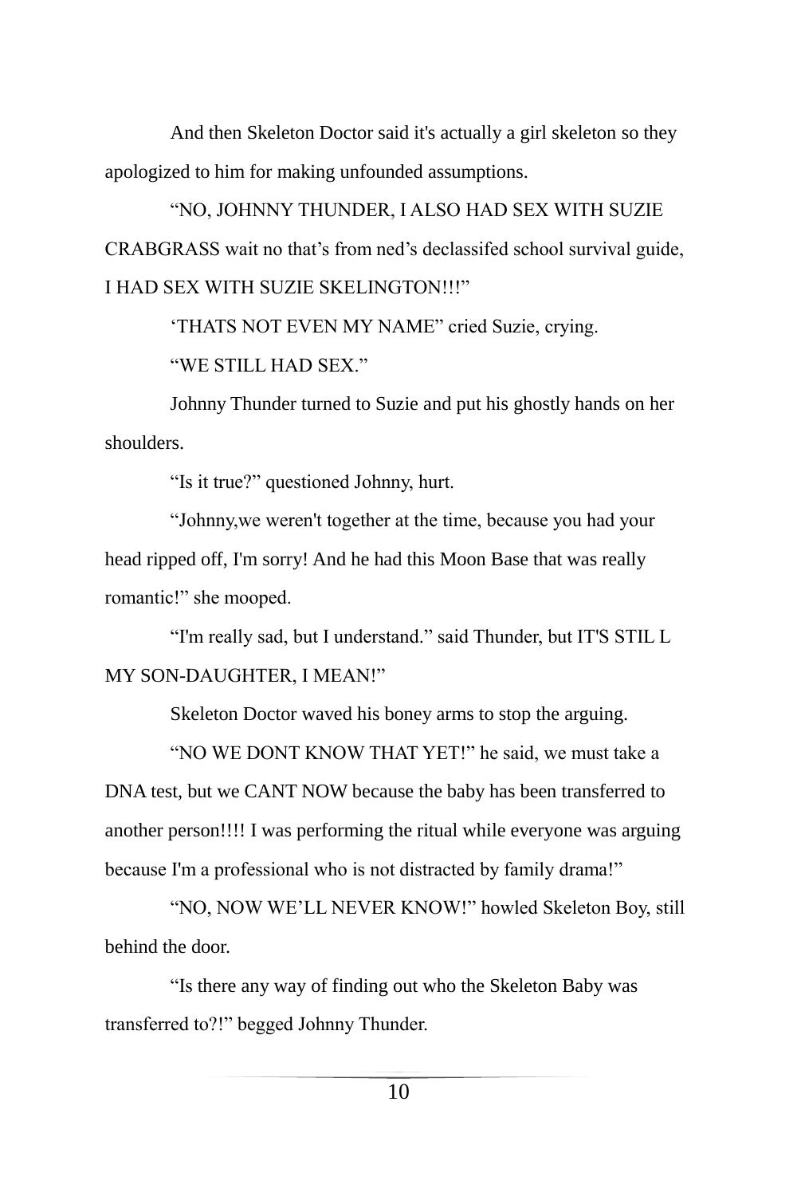And then Skeleton Doctor said it's actually a girl skeleton so they apologized to him for making unfounded assumptions.

"NO, JOHNNY THUNDER, I ALSO HAD SEX WITH SUZIE CRABGRASS wait no that's from ned's declassifed school survival guide, I HAD SEX WITH SUZIE SKELINGTON!!!"

'THATS NOT EVEN MY NAME" cried Suzie, crying.

"WE STILL HAD SEX."

Johnny Thunder turned to Suzie and put his ghostly hands on her shoulders.

"Is it true?" questioned Johnny, hurt.

"Johnny,we weren't together at the time, because you had your head ripped off, I'm sorry! And he had this Moon Base that was really romantic!" she mooped.

"I'm really sad, but I understand." said Thunder, but IT'S STIL L MY SON-DAUGHTER, I MEAN!"

Skeleton Doctor waved his boney arms to stop the arguing.

"NO WE DONT KNOW THAT YET!" he said, we must take a DNA test, but we CANT NOW because the baby has been transferred to another person!!!! I was performing the ritual while everyone was arguing because I'm a professional who is not distracted by family drama!"

"NO, NOW WE'LL NEVER KNOW!" howled Skeleton Boy, still behind the door.

"Is there any way of finding out who the Skeleton Baby was transferred to?!" begged Johnny Thunder.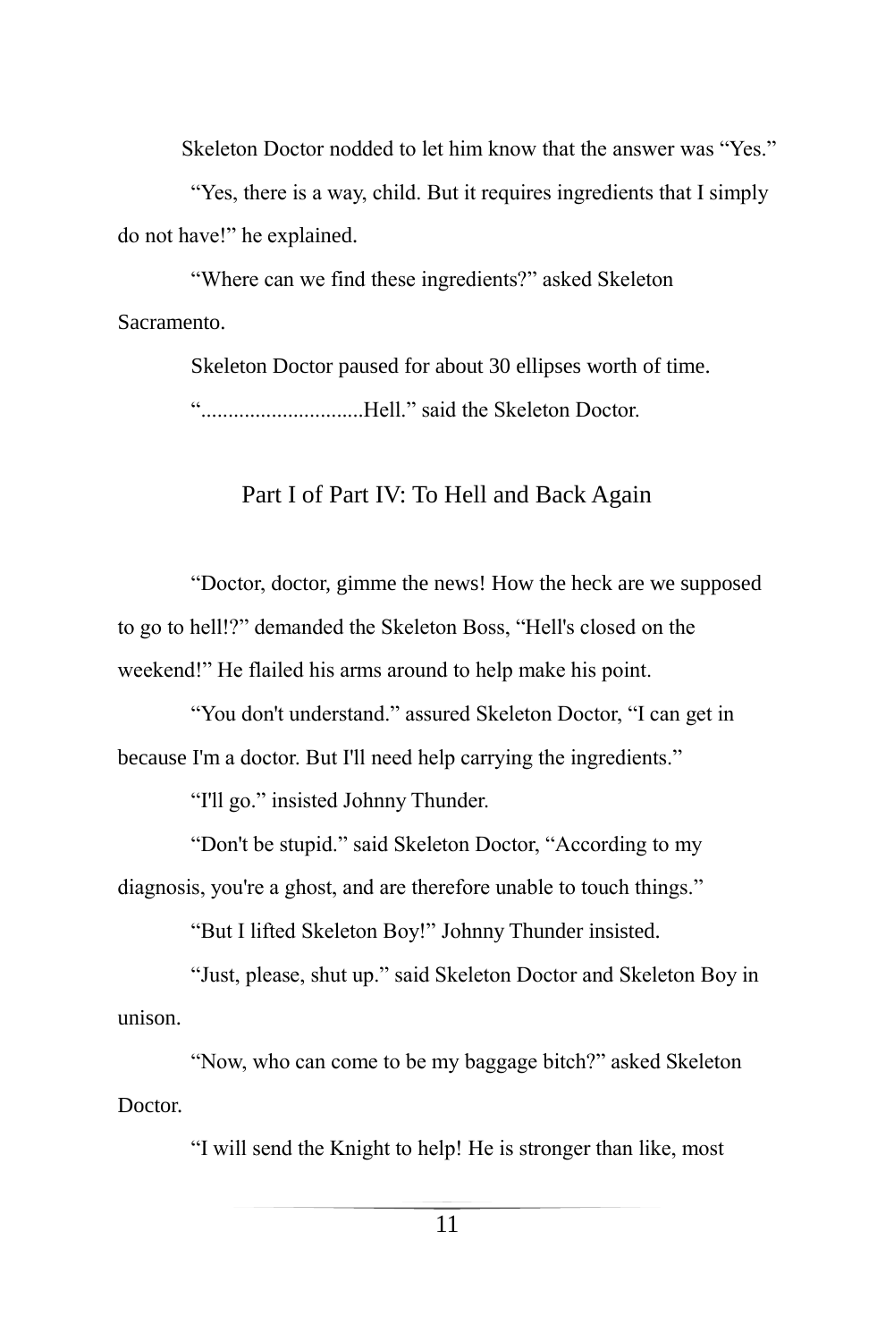Skeleton Doctor nodded to let him know that the answer was "Yes."

"Yes, there is a way, child. But it requires ingredients that I simply do not have!" he explained.

"Where can we find these ingredients?" asked Skeleton Sacramento.

Skeleton Doctor paused for about 30 ellipses worth of time.

"..............................Hell." said the Skeleton Doctor.

## Part I of Part IV: To Hell and Back Again

"Doctor, doctor, gimme the news! How the heck are we supposed to go to hell!?" demanded the Skeleton Boss, "Hell's closed on the weekend!" He flailed his arms around to help make his point.

"You don't understand." assured Skeleton Doctor, "I can get in because I'm a doctor. But I'll need help carrying the ingredients."

"I'll go." insisted Johnny Thunder.

"Don't be stupid." said Skeleton Doctor, "According to my diagnosis, you're a ghost, and are therefore unable to touch things."

"But I lifted Skeleton Boy!" Johnny Thunder insisted.

"Just, please, shut up." said Skeleton Doctor and Skeleton Boy in unison.

"Now, who can come to be my baggage bitch?" asked Skeleton Doctor.

"I will send the Knight to help! He is stronger than like, most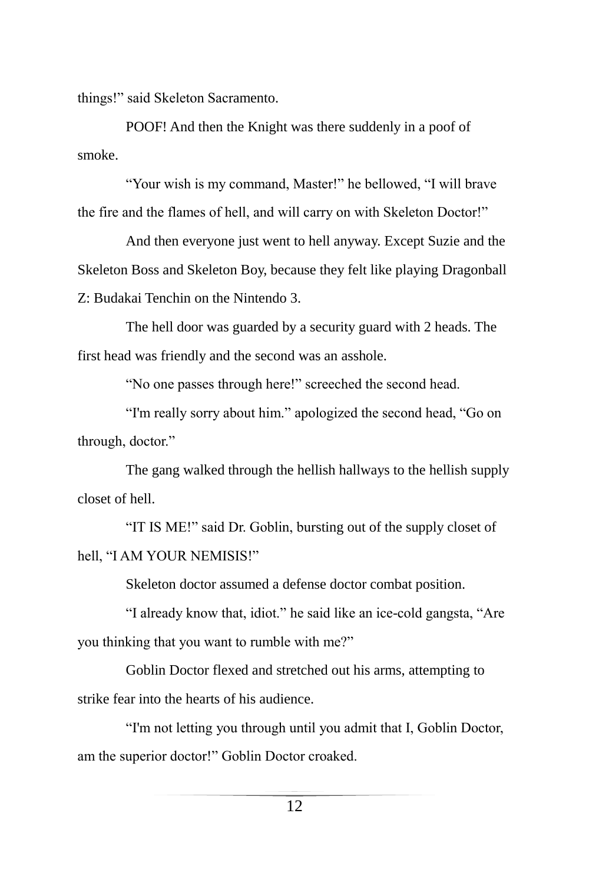things!" said Skeleton Sacramento.

POOF! And then the Knight was there suddenly in a poof of smoke.

"Your wish is my command, Master!" he bellowed, "I will brave the fire and the flames of hell, and will carry on with Skeleton Doctor!"

And then everyone just went to hell anyway. Except Suzie and the Skeleton Boss and Skeleton Boy, because they felt like playing Dragonball Z: Budakai Tenchin on the Nintendo 3.

The hell door was guarded by a security guard with 2 heads. The first head was friendly and the second was an asshole.

"No one passes through here!" screeched the second head.

"I'm really sorry about him." apologized the second head, "Go on through, doctor."

The gang walked through the hellish hallways to the hellish supply closet of hell.

"IT IS ME!" said Dr. Goblin, bursting out of the supply closet of hell, "I AM YOUR NEMISIS!"

Skeleton doctor assumed a defense doctor combat position.

"I already know that, idiot." he said like an ice-cold gangsta, "Are you thinking that you want to rumble with me?"

Goblin Doctor flexed and stretched out his arms, attempting to strike fear into the hearts of his audience.

"I'm not letting you through until you admit that I, Goblin Doctor, am the superior doctor!" Goblin Doctor croaked.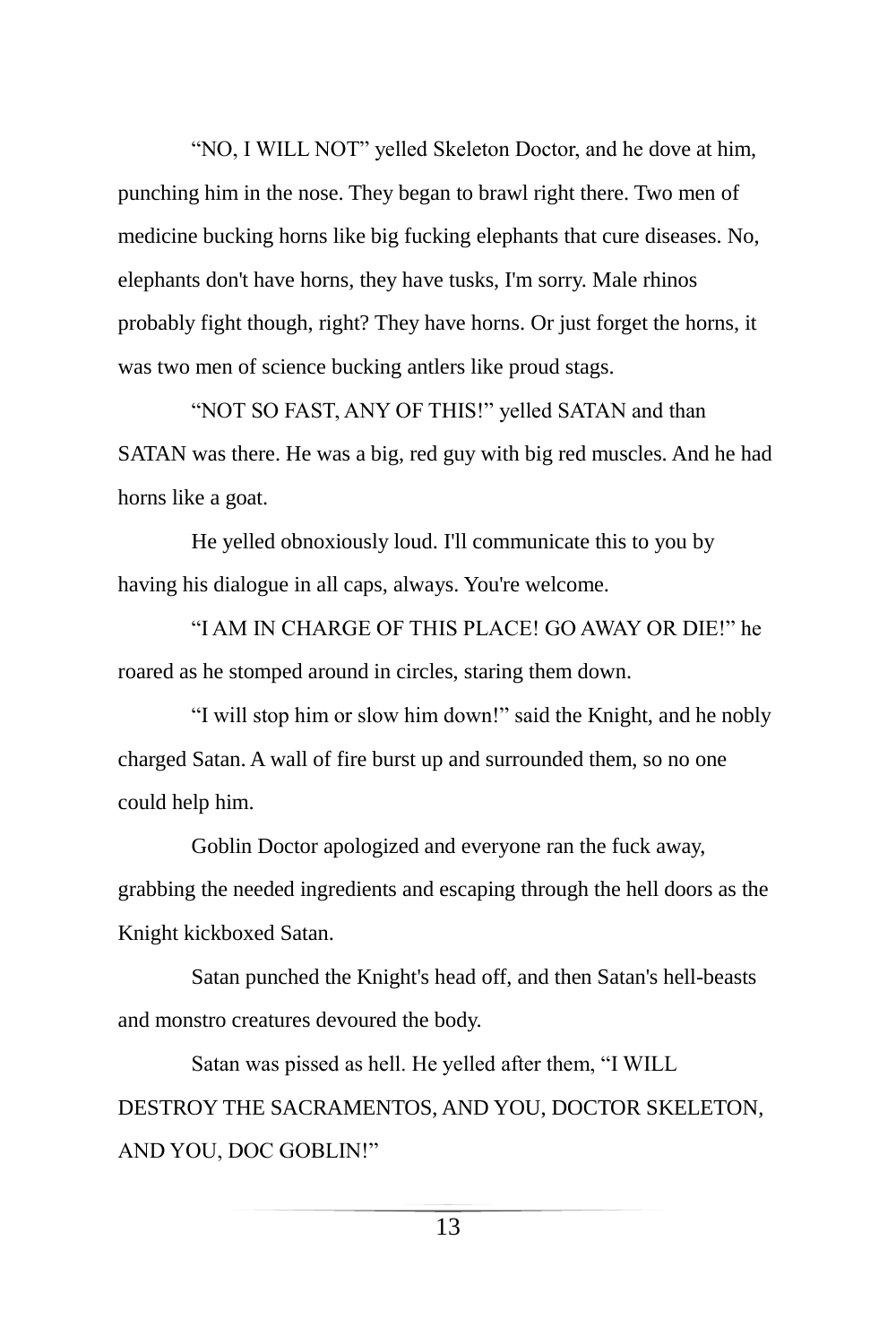"NO, I WILL NOT" yelled Skeleton Doctor, and he dove at him, punching him in the nose. They began to brawl right there. Two men of medicine bucking horns like big fucking elephants that cure diseases. No, elephants don't have horns, they have tusks, I'm sorry. Male rhinos probably fight though, right? They have horns. Or just forget the horns, it was two men of science bucking antlers like proud stags.

"NOT SO FAST, ANY OF THIS!" yelled SATAN and than SATAN was there. He was a big, red guy with big red muscles. And he had horns like a goat.

He yelled obnoxiously loud. I'll communicate this to you by having his dialogue in all caps, always. You're welcome.

"I AM IN CHARGE OF THIS PLACE! GO AWAY OR DIE!" he roared as he stomped around in circles, staring them down.

"I will stop him or slow him down!" said the Knight, and he nobly charged Satan. A wall of fire burst up and surrounded them, so no one could help him.

Goblin Doctor apologized and everyone ran the fuck away, grabbing the needed ingredients and escaping through the hell doors as the Knight kickboxed Satan.

Satan punched the Knight's head off, and then Satan's hell-beasts and monstro creatures devoured the body.

Satan was pissed as hell. He yelled after them, "I WILL DESTROY THE SACRAMENTOS, AND YOU, DOCTOR SKELETON, AND YOU, DOC GOBLIN!"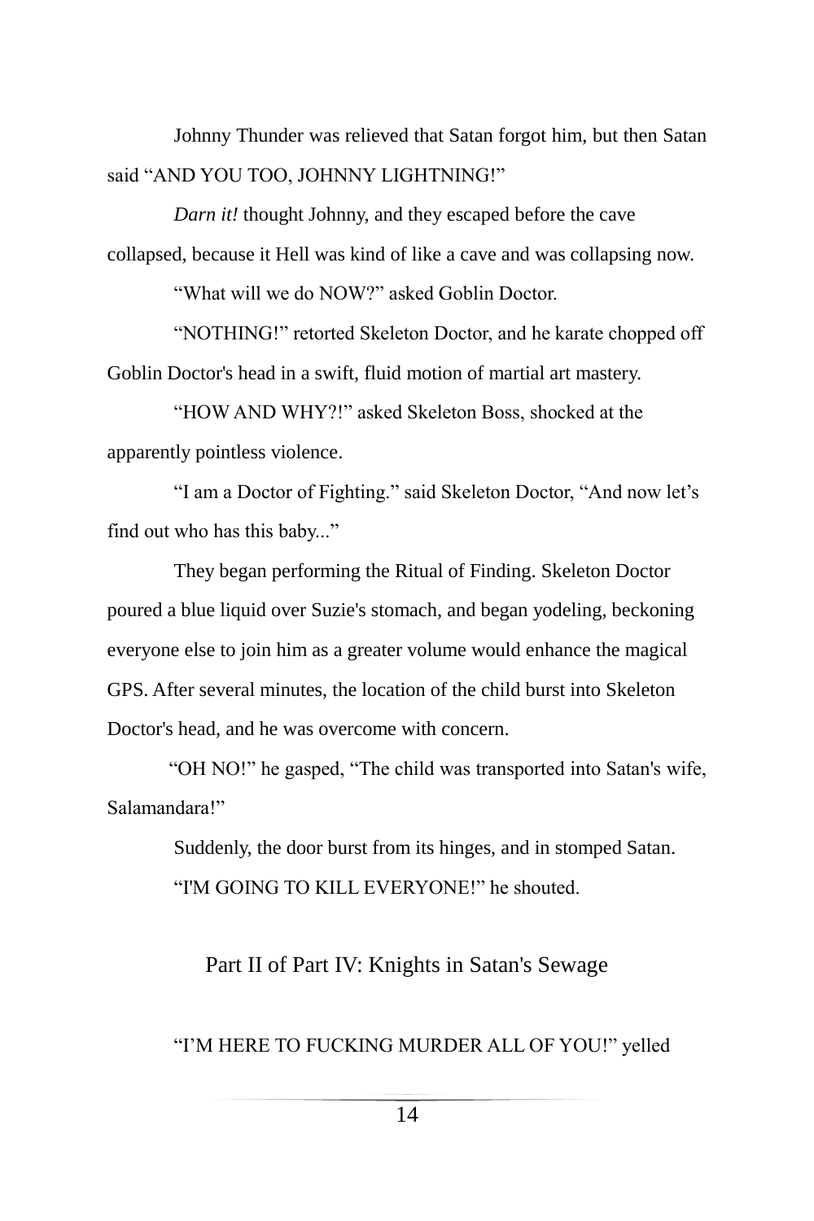Johnny Thunder was relieved that Satan forgot him, but then Satan said “AND YOU TOO, JOHNNY LIGHTNING!”

*Darn it!* thought Johnny, and they escaped before the cave collapsed, because it Hell was kind of like a cave and was collapsing now.

“What will we do NOW?” asked Goblin Doctor.

“NOTHING!” retorted Skeleton Doctor, and he karate chopped off Goblin Doctor's head in a swift, fluid motion of martial art mastery.

“HOW AND WHY?!” asked Skeleton Boss, shocked at the apparently pointless violence.

“I am a Doctor of Fighting.” said Skeleton Doctor, “And now let’s find out who has this baby...”

They began performing the Ritual of Finding. Skeleton Doctor poured a blue liquid over Suzie's stomach, and began yodeling, beckoning everyone else to join him as a greater volume would enhance the magical GPS. After several minutes, the location of the child burst into Skeleton Doctor's head, and he was overcome with concern.

“OH NO!” he gasped, “The child was transported into Satan's wife, Salamandara!”

Suddenly, the door burst from its hinges, and in stomped Satan.

“I'M GOING TO KILL EVERYONE!” he shouted.

## Part II of Part IV: Knights in Satan's Sewage

“I’M HERE TO FUCKING MURDER ALL OF YOU!” yelled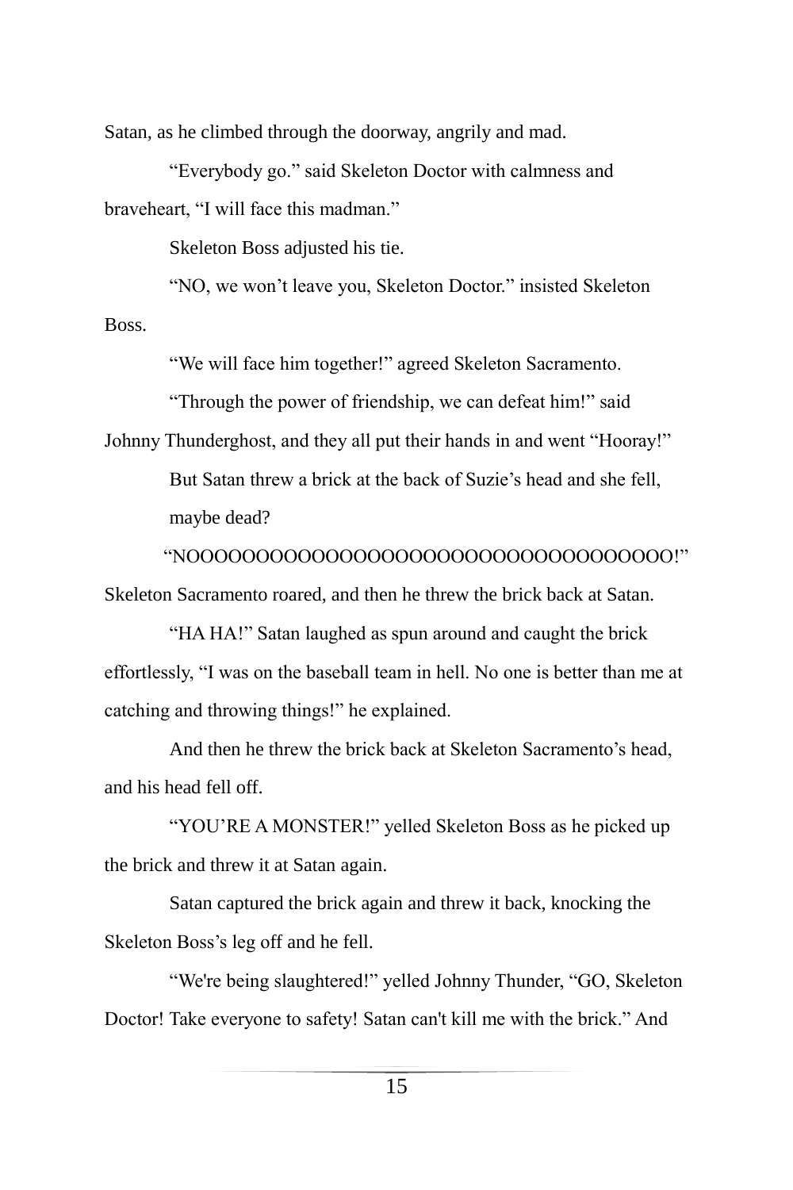Satan, as he climbed through the doorway, angrily and mad.

"Everybody go." said Skeleton Doctor with calmness and braveheart, "I will face this madman."

Skeleton Boss adjusted his tie.

"NO, we won't leave you, Skeleton Doctor." insisted Skeleton Boss.

"We will face him together!" agreed Skeleton Sacramento.

"Through the power of friendship, we can defeat him!" said Johnny Thunderghost, and they all put their hands in and went "Hooray!"

But Satan threw a brick at the back of Suzie's head and she fell, maybe dead?

"NOOOOOOOOOOOOOOOOOOOOOOOOOOOOOOOOO!" Skeleton Sacramento roared, and then he threw the brick back at Satan.

"HA HA!" Satan laughed as spun around and caught the brick effortlessly, "I was on the baseball team in hell. No one is better than me at catching and throwing things!" he explained.

And then he threw the brick back at Skeleton Sacramento's head, and his head fell off.

"YOU'RE A MONSTER!" yelled Skeleton Boss as he picked up the brick and threw it at Satan again.

Satan captured the brick again and threw it back, knocking the Skeleton Boss's leg off and he fell.

"We're being slaughtered!" yelled Johnny Thunder, "GO, Skeleton Doctor! Take everyone to safety! Satan can't kill me with the brick." And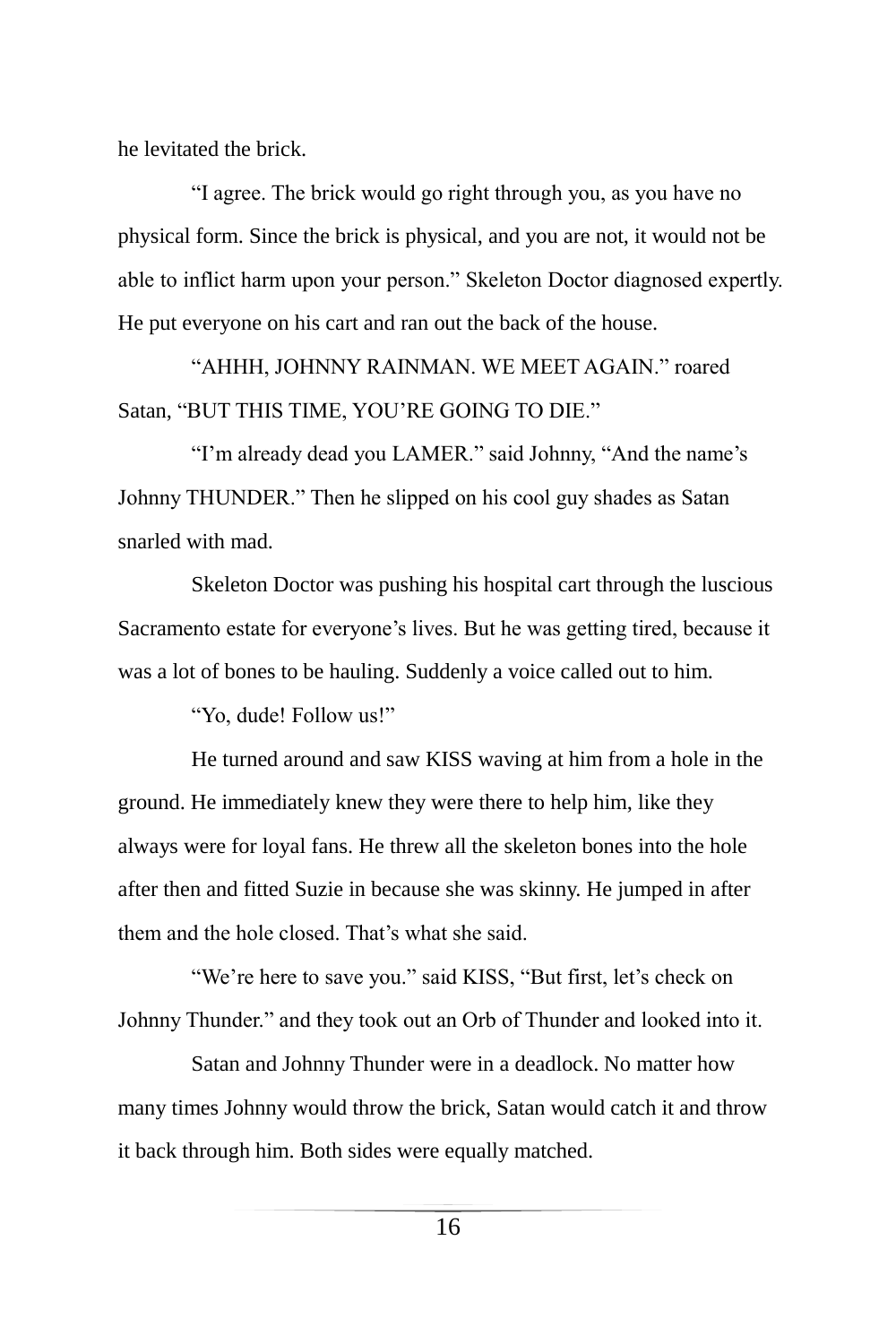he levitated the brick.

"I agree. The brick would go right through you, as you have no physical form. Since the brick is physical, and you are not, it would not be able to inflict harm upon your person." Skeleton Doctor diagnosed expertly. He put everyone on his cart and ran out the back of the house.

"AHHH, JOHNNY RAINMAN. WE MEET AGAIN." roared Satan, "BUT THIS TIME, YOU'RE GOING TO DIE."

"I'm already dead you LAMER." said Johnny, "And the name's Johnny THUNDER." Then he slipped on his cool guy shades as Satan snarled with mad.

Skeleton Doctor was pushing his hospital cart through the luscious Sacramento estate for everyone's lives. But he was getting tired, because it was a lot of bones to be hauling. Suddenly a voice called out to him.

"Yo, dude! Follow us!"

He turned around and saw KISS waving at him from a hole in the ground. He immediately knew they were there to help him, like they always were for loyal fans. He threw all the skeleton bones into the hole after then and fitted Suzie in because she was skinny. He jumped in after them and the hole closed. That's what she said.

"We're here to save you." said KISS, "But first, let's check on Johnny Thunder." and they took out an Orb of Thunder and looked into it.

Satan and Johnny Thunder were in a deadlock. No matter how many times Johnny would throw the brick, Satan would catch it and throw it back through him. Both sides were equally matched.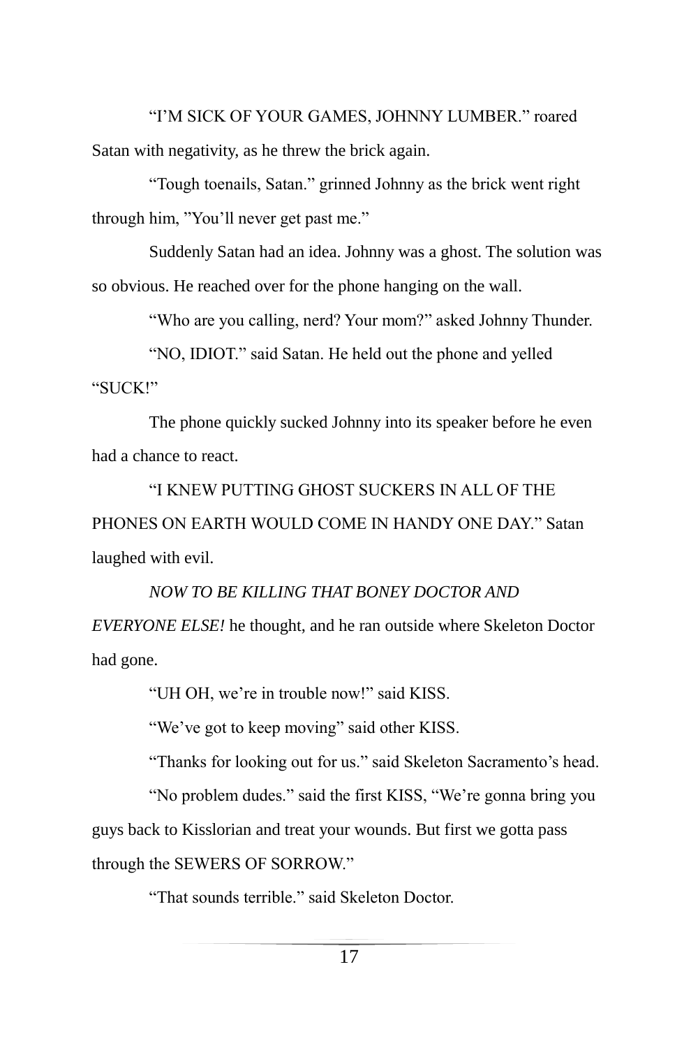"I'M SICK OF YOUR GAMES, JOHNNY LUMBER." roared Satan with negativity, as he threw the brick again.

"Tough toenails, Satan." grinned Johnny as the brick went right through him, "You'll never get past me."

Suddenly Satan had an idea. Johnny was a ghost. The solution was so obvious. He reached over for the phone hanging on the wall.

"Who are you calling, nerd? Your mom?" asked Johnny Thunder.

"NO, IDIOT." said Satan. He held out the phone and yelled "SUCK!"

The phone quickly sucked Johnny into its speaker before he even had a chance to react.

"I KNEW PUTTING GHOST SUCKERS IN ALL OF THE PHONES ON EARTH WOULD COME IN HANDY ONE DAY." Satan laughed with evil.

*NOW TO BE KILLING THAT BONEY DOCTOR AND EVERYONE ELSE!* he thought, and he ran outside where Skeleton Doctor had gone.

"UH OH, we're in trouble now!" said KISS.

"We've got to keep moving" said other KISS.

"Thanks for looking out for us." said Skeleton Sacramento's head.

"No problem dudes." said the first KISS, "We're gonna bring you guys back to Kisslorian and treat your wounds. But first we gotta pass through the SEWERS OF SORROW."

"That sounds terrible." said Skeleton Doctor.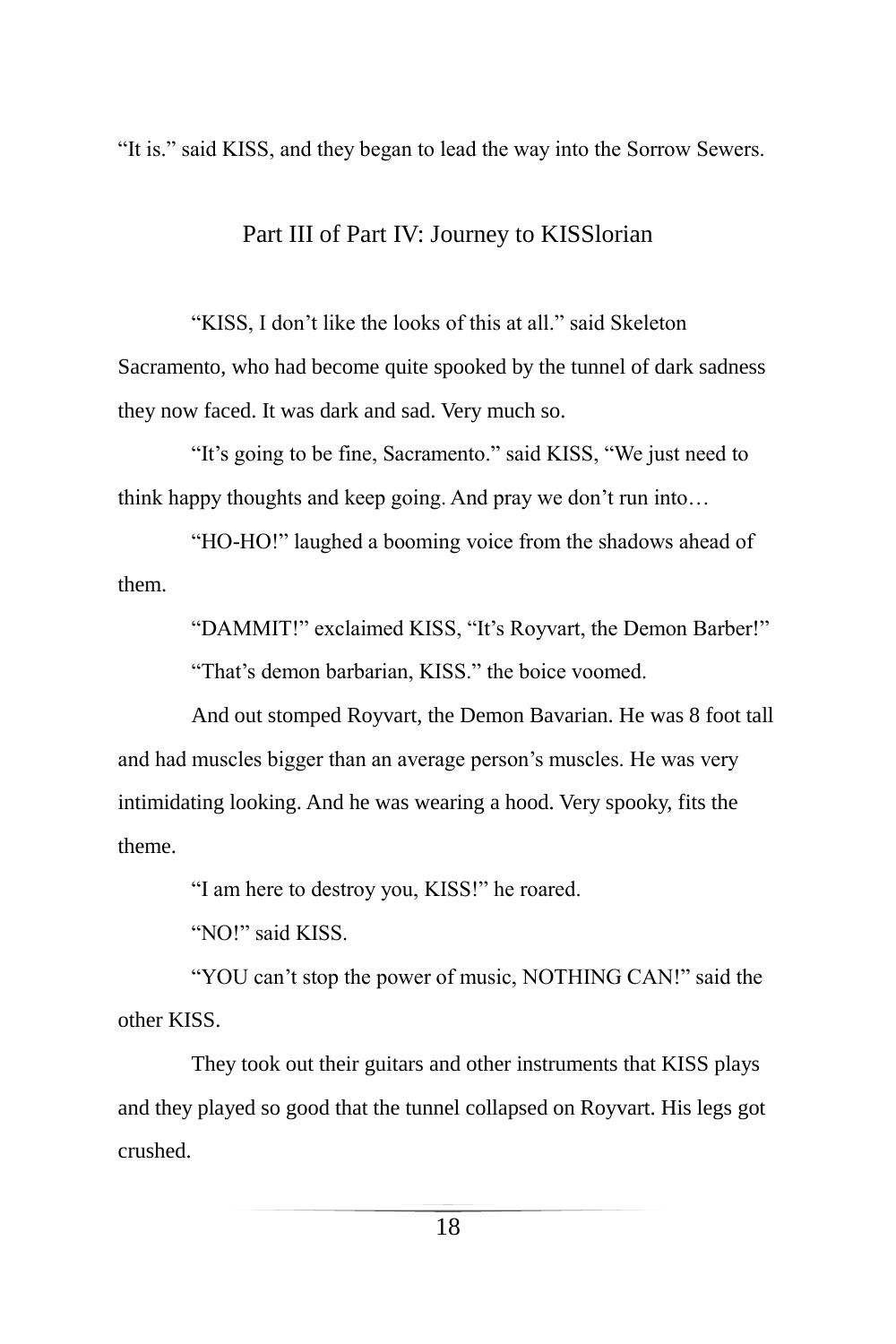"It is." said KISS, and they began to lead the way into the Sorrow Sewers.

## Part III of Part IV: Journey to KISSlorian

"KISS, I don't like the looks of this at all." said Skeleton Sacramento, who had become quite spooked by the tunnel of dark sadness they now faced. It was dark and sad. Very much so.

"It's going to be fine, Sacramento." said KISS, "We just need to think happy thoughts and keep going. And pray we don't run into…

"HO-HO!" laughed a booming voice from the shadows ahead of them.

"DAMMIT!" exclaimed KISS, "It's Royvart, the Demon Barber!"

"That's demon barbarian, KISS." the boice voomed.

And out stomped Royvart, the Demon Bavarian. He was 8 foot tall and had muscles bigger than an average person's muscles. He was very intimidating looking. And he was wearing a hood. Very spooky, fits the theme.

"I am here to destroy you, KISS!" he roared.

"NO!" said KISS.

"YOU can't stop the power of music, NOTHING CAN!" said the other KISS.

They took out their guitars and other instruments that KISS plays and they played so good that the tunnel collapsed on Royvart. His legs got crushed.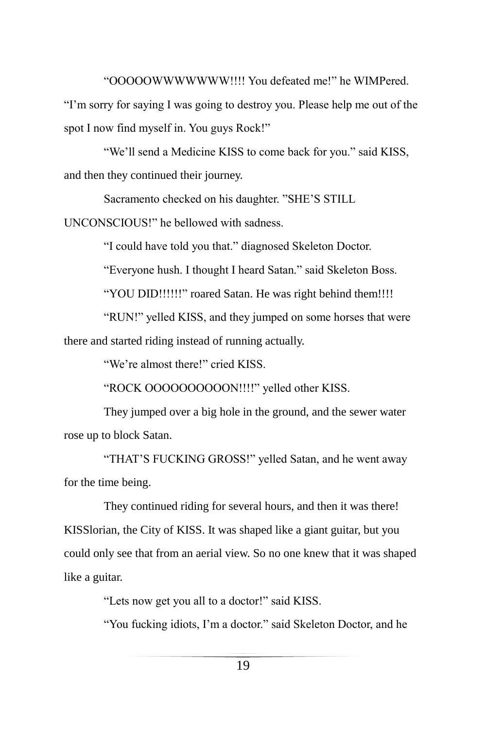"OOOOOWWWWWWW!!!! You defeated me!" he WIMPered. "I'm sorry for saying I was going to destroy you. Please help me out of the spot I now find myself in. You guys Rock!"

"We'll send a Medicine KISS to come back for you." said KISS, and then they continued their journey.

Sacramento checked on his daughter. "SHE'S STILL UNCONSCIOUS!" he bellowed with sadness.

"I could have told you that." diagnosed Skeleton Doctor.

"Everyone hush. I thought I heard Satan." said Skeleton Boss.

"YOU DID!!!!!!" roared Satan. He was right behind them!!!!

"RUN!" yelled KISS, and they jumped on some horses that were there and started riding instead of running actually.

"We're almost there!" cried KISS.

"ROCK OOOOOOOOOON!!!!" yelled other KISS.

They jumped over a big hole in the ground, and the sewer water rose up to block Satan.

"THAT'S FUCKING GROSS!" yelled Satan, and he went away for the time being.

They continued riding for several hours, and then it was there! KISSlorian, the City of KISS. It was shaped like a giant guitar, but you could only see that from an aerial view. So no one knew that it was shaped like a guitar.

"Lets now get you all to a doctor!" said KISS.

"You fucking idiots, I'm a doctor." said Skeleton Doctor, and he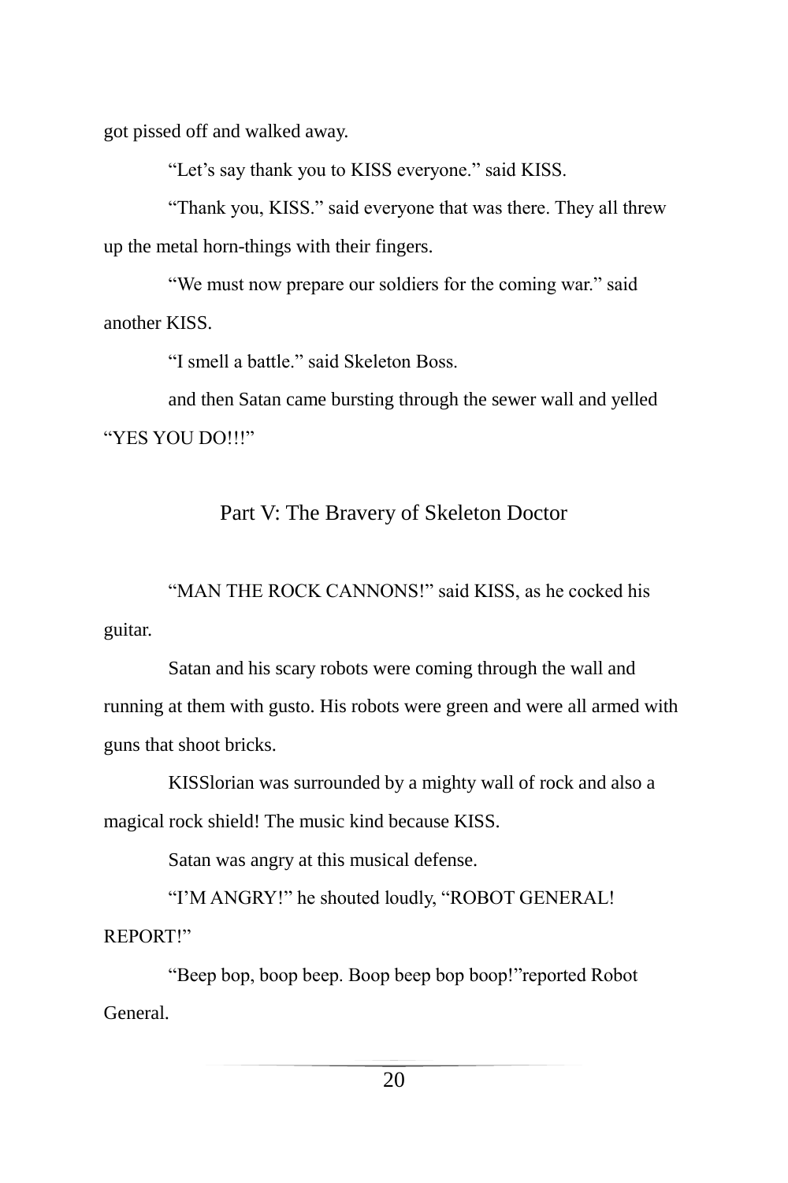got pissed off and walked away.

"Let's say thank you to KISS everyone." said KISS.

"Thank you, KISS." said everyone that was there. They all threw up the metal horn-things with their fingers.

"We must now prepare our soldiers for the coming war." said another KISS.

"I smell a battle." said Skeleton Boss.

and then Satan came bursting through the sewer wall and yelled "YES YOU DO!!!"

## Part V: The Bravery of Skeleton Doctor

"MAN THE ROCK CANNONS!" said KISS, as he cocked his guitar.

Satan and his scary robots were coming through the wall and running at them with gusto. His robots were green and were all armed with guns that shoot bricks.

KISSlorian was surrounded by a mighty wall of rock and also a magical rock shield! The music kind because KISS.

Satan was angry at this musical defense.

"I'M ANGRY!" he shouted loudly, "ROBOT GENERAL! REPORT!"

"Beep bop, boop beep. Boop beep bop boop!"reported Robot General.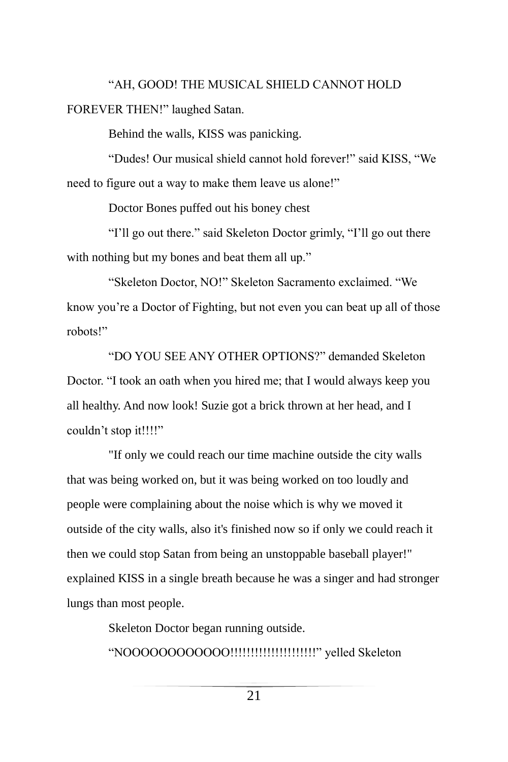"AH, GOOD! THE MUSICAL SHIELD CANNOT HOLD FOREVER THEN!" laughed Satan.

Behind the walls, KISS was panicking.

"Dudes! Our musical shield cannot hold forever!" said KISS, "We need to figure out a way to make them leave us alone!"

Doctor Bones puffed out his boney chest

"I'll go out there." said Skeleton Doctor grimly, "I'll go out there with nothing but my bones and beat them all up."

"Skeleton Doctor, NO!" Skeleton Sacramento exclaimed. "We know you're a Doctor of Fighting, but not even you can beat up all of those robots!"

"DO YOU SEE ANY OTHER OPTIONS?" demanded Skeleton Doctor. "I took an oath when you hired me; that I would always keep you all healthy. And now look! Suzie got a brick thrown at her head, and I couldn't stop it!!!!"

"If only we could reach our time machine outside the city walls that was being worked on, but it was being worked on too loudly and people were complaining about the noise which is why we moved it outside of the city walls, also it's finished now so if only we could reach it then we could stop Satan from being an unstoppable baseball player!" explained KISS in a single breath because he was a singer and had stronger lungs than most people.

Skeleton Doctor began running outside.

"NOOOOOOOOOOOO!!!!!!!!!!!!!!!!!!!!" yelled Skeleton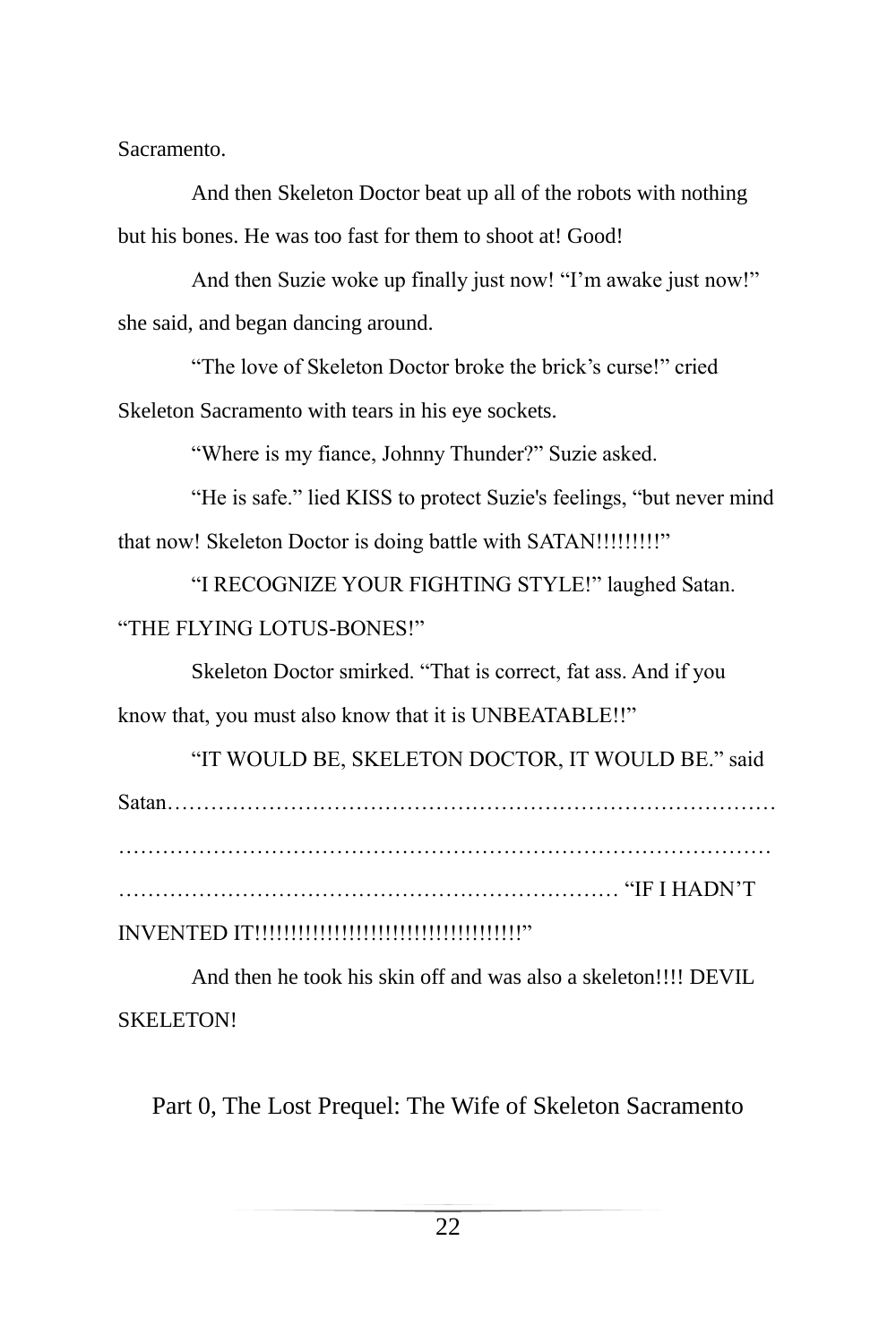Sacramento.

And then Skeleton Doctor beat up all of the robots with nothing but his bones. He was too fast for them to shoot at! Good!

And then Suzie woke up finally just now! "I'm awake just now!" she said, and began dancing around.

"The love of Skeleton Doctor broke the brick's curse!" cried Skeleton Sacramento with tears in his eye sockets.

"Where is my fiance, Johnny Thunder?" Suzie asked.

"He is safe." lied KISS to protect Suzie's feelings, "but never mind that now! Skeleton Doctor is doing battle with SATAN!!!!!!!!!"

"I RECOGNIZE YOUR FIGHTING STYLE!" laughed Satan. "THE FLYING LOTUS-BONES!"

Skeleton Doctor smirked. "That is correct, fat ass. And if you know that, you must also know that it is UNBEATABLE!!"

"IT WOULD BE, SKELETON DOCTOR, IT WOULD BE." said Satan…………………………………………………………………………………………………………………………………………………………………………………………………………………………………………… "IF I HADN'T INVENTED IT!!!!!!!!!!!!!!!!!!!!!!!!!!!!!!!!!!!!!!"

And then he took his skin off and was also a skeleton!!!! DEVIL SKELETON!

## Part 0, The Lost Prequel: The Wife of Skeleton Sacramento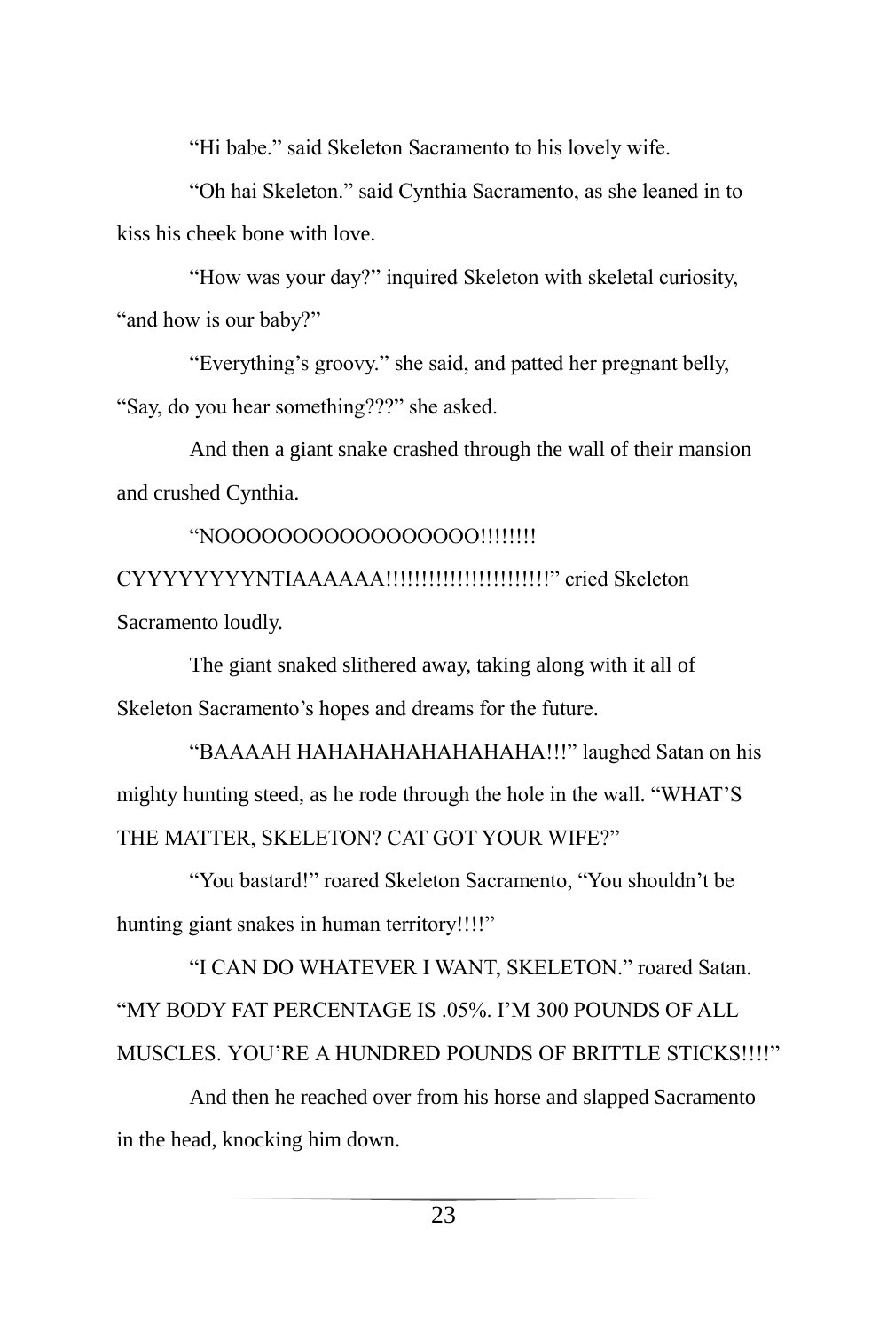"Hi babe." said Skeleton Sacramento to his lovely wife.

"Oh hai Skeleton." said Cynthia Sacramento, as she leaned in to kiss his cheek bone with love.

"How was your day?" inquired Skeleton with skeletal curiosity, "and how is our baby?"

"Everything's groovy." she said, and patted her pregnant belly, "Say, do you hear something???" she asked.

And then a giant snake crashed through the wall of their mansion and crushed Cynthia.

"NOOOOOOOOOOOOOOOOO!!!!!!!! CYYYYYYYYNTIAAAAAA!!!!!!!!!!!!!!!!!!!!!!!" cried Skeleton Sacramento loudly.

The giant snaked slithered away, taking along with it all of Skeleton Sacramento's hopes and dreams for the future.

"BAAAAH HAHAHAHAHAHAHAHA!!!" laughed Satan on his mighty hunting steed, as he rode through the hole in the wall. "WHAT'S THE MATTER, SKELETON? CAT GOT YOUR WIFE?"

"You bastard!" roared Skeleton Sacramento, "You shouldn't be hunting giant snakes in human territory!!!!"

"I CAN DO WHATEVER I WANT, SKELETON." roared Satan. "MY BODY FAT PERCENTAGE IS .05%. I'M 300 POUNDS OF ALL MUSCLES. YOU'RE A HUNDRED POUNDS OF BRITTLE STICKS!!!!"

And then he reached over from his horse and slapped Sacramento in the head, knocking him down.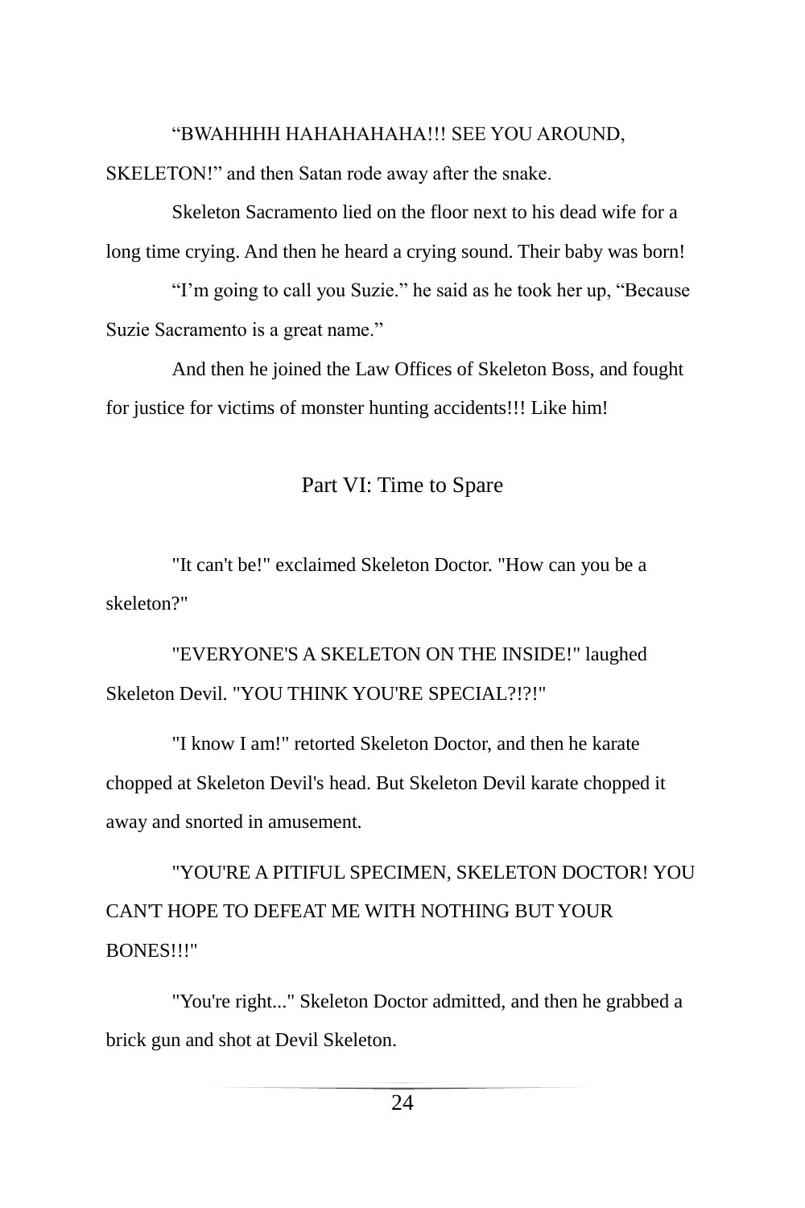"BWAHHHH HAHAHAHAHA!!! SEE YOU AROUND, SKELETON!" and then Satan rode away after the snake.

Skeleton Sacramento lied on the floor next to his dead wife for a long time crying. And then he heard a crying sound. Their baby was born!

"I'm going to call you Suzie." he said as he took her up, "Because Suzie Sacramento is a great name."

And then he joined the Law Offices of Skeleton Boss, and fought for justice for victims of monster hunting accidents!!! Like him!

## Part VI: Time to Spare

"It can't be!" exclaimed Skeleton Doctor. "How can you be a skeleton?"

"EVERYONE'S A SKELETON ON THE INSIDE!" laughed Skeleton Devil. "YOU THINK YOU'RE SPECIAL?!?!"

"I know I am!" retorted Skeleton Doctor, and then he karate chopped at Skeleton Devil's head. But Skeleton Devil karate chopped it away and snorted in amusement.

"YOU'RE A PITIFUL SPECIMEN, SKELETON DOCTOR! YOU CAN'T HOPE TO DEFEAT ME WITH NOTHING BUT YOUR BONES!!!"

"You're right..." Skeleton Doctor admitted, and then he grabbed a brick gun and shot at Devil Skeleton.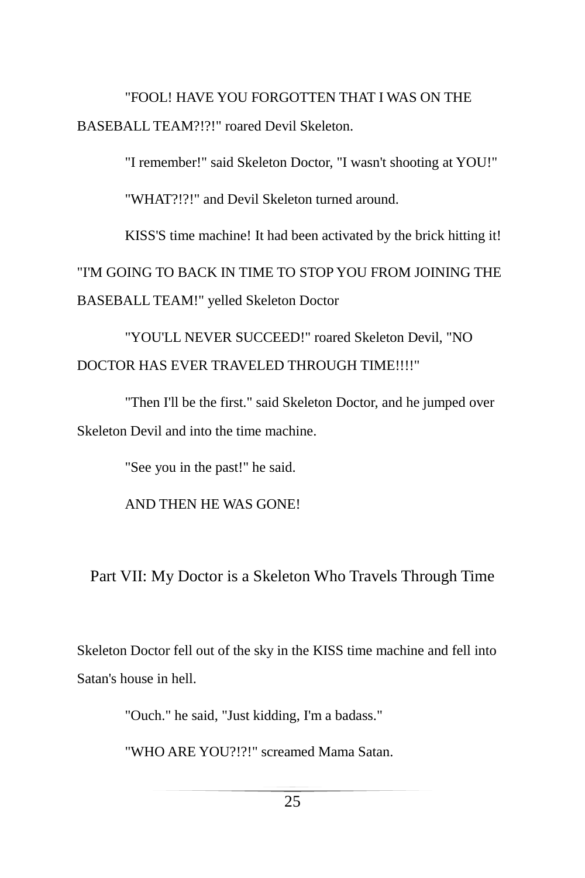"FOOL! HAVE YOU FORGOTTEN THAT I WAS ON THE BASEBALL TEAM?!?!" roared Devil Skeleton.

"I remember!" said Skeleton Doctor, "I wasn't shooting at YOU!"

"WHAT?!?!" and Devil Skeleton turned around.

KISS'S time machine! It had been activated by the brick hitting it!

"I'M GOING TO BACK IN TIME TO STOP YOU FROM JOINING THE BASEBALL TEAM!" yelled Skeleton Doctor

"YOU'LL NEVER SUCCEED!" roared Skeleton Devil, "NO DOCTOR HAS EVER TRAVELED THROUGH TIME!!!!"

"Then I'll be the first." said Skeleton Doctor, and he jumped over Skeleton Devil and into the time machine.

"See you in the past!" he said.

AND THEN HE WAS GONE!

## Part VII: My Doctor is a Skeleton Who Travels Through Time

Skeleton Doctor fell out of the sky in the KISS time machine and fell into Satan's house in hell.

"Ouch." he said, "Just kidding, I'm a badass."

"WHO ARE YOU?!?!" screamed Mama Satan.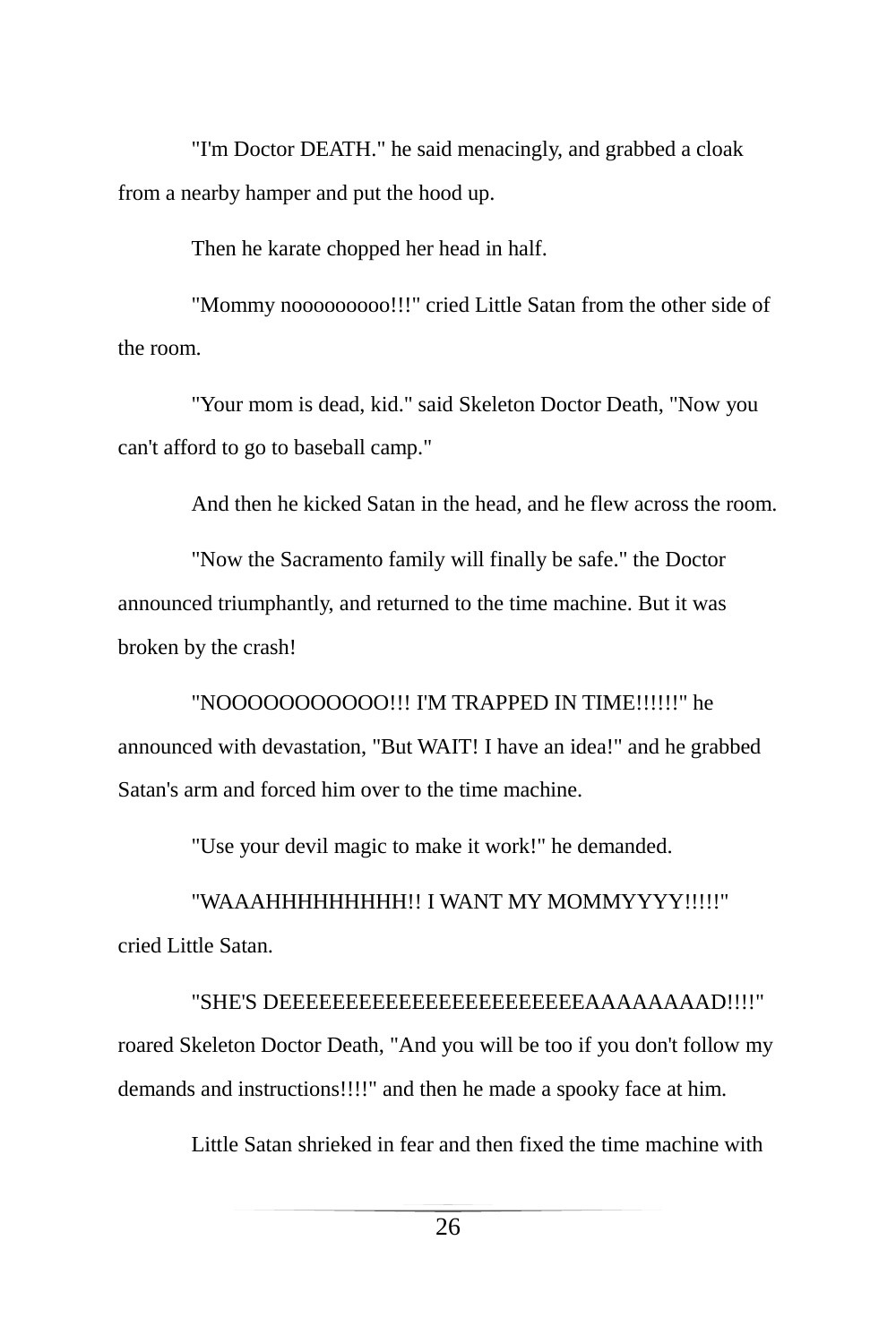"I'm Doctor DEATH." he said menacingly, and grabbed a cloak from a nearby hamper and put the hood up.

Then he karate chopped her head in half.

"Mommy nooooooooo!!!" cried Little Satan from the other side of the room.

"Your mom is dead, kid." said Skeleton Doctor Death, "Now you can't afford to go to baseball camp."

And then he kicked Satan in the head, and he flew across the room.

"Now the Sacramento family will finally be safe." the Doctor announced triumphantly, and returned to the time machine. But it was broken by the crash!

"NOOOOOOOOOOO!!! I'M TRAPPED IN TIME!!!!!!" he announced with devastation, "But WAIT! I have an idea!" and he grabbed Satan's arm and forced him over to the time machine.

"Use your devil magic to make it work!" he demanded.

"WAAAHHHHHHHHH!! I WANT MY MOMMYYYY!!!!!" cried Little Satan.

"SHE'S DEEEEEEEEEEEEEEEEEEEEEEEAAAAAAAAD!!!!" roared Skeleton Doctor Death, "And you will be too if you don't follow my demands and instructions!!!!" and then he made a spooky face at him.

Little Satan shrieked in fear and then fixed the time machine with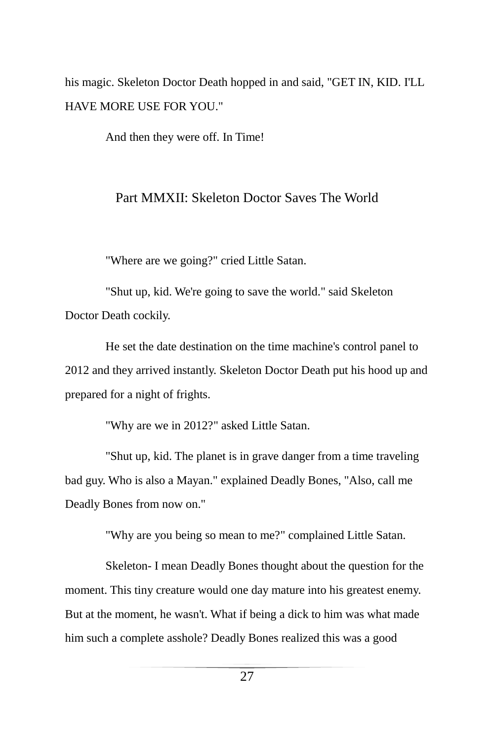his magic. Skeleton Doctor Death hopped in and said, "GET IN, KID. I'LL HAVE MORE USE FOR YOU."

And then they were off. In Time!

## Part MMXII: Skeleton Doctor Saves The World

"Where are we going?" cried Little Satan.

"Shut up, kid. We're going to save the world." said Skeleton Doctor Death cockily.

He set the date destination on the time machine's control panel to 2012 and they arrived instantly. Skeleton Doctor Death put his hood up and prepared for a night of frights.

"Why are we in 2012?" asked Little Satan.

"Shut up, kid. The planet is in grave danger from a time traveling bad guy. Who is also a Mayan." explained Deadly Bones, "Also, call me Deadly Bones from now on."

"Why are you being so mean to me?" complained Little Satan.

Skeleton- I mean Deadly Bones thought about the question for the moment. This tiny creature would one day mature into his greatest enemy. But at the moment, he wasn't. What if being a dick to him was what made him such a complete asshole? Deadly Bones realized this was a good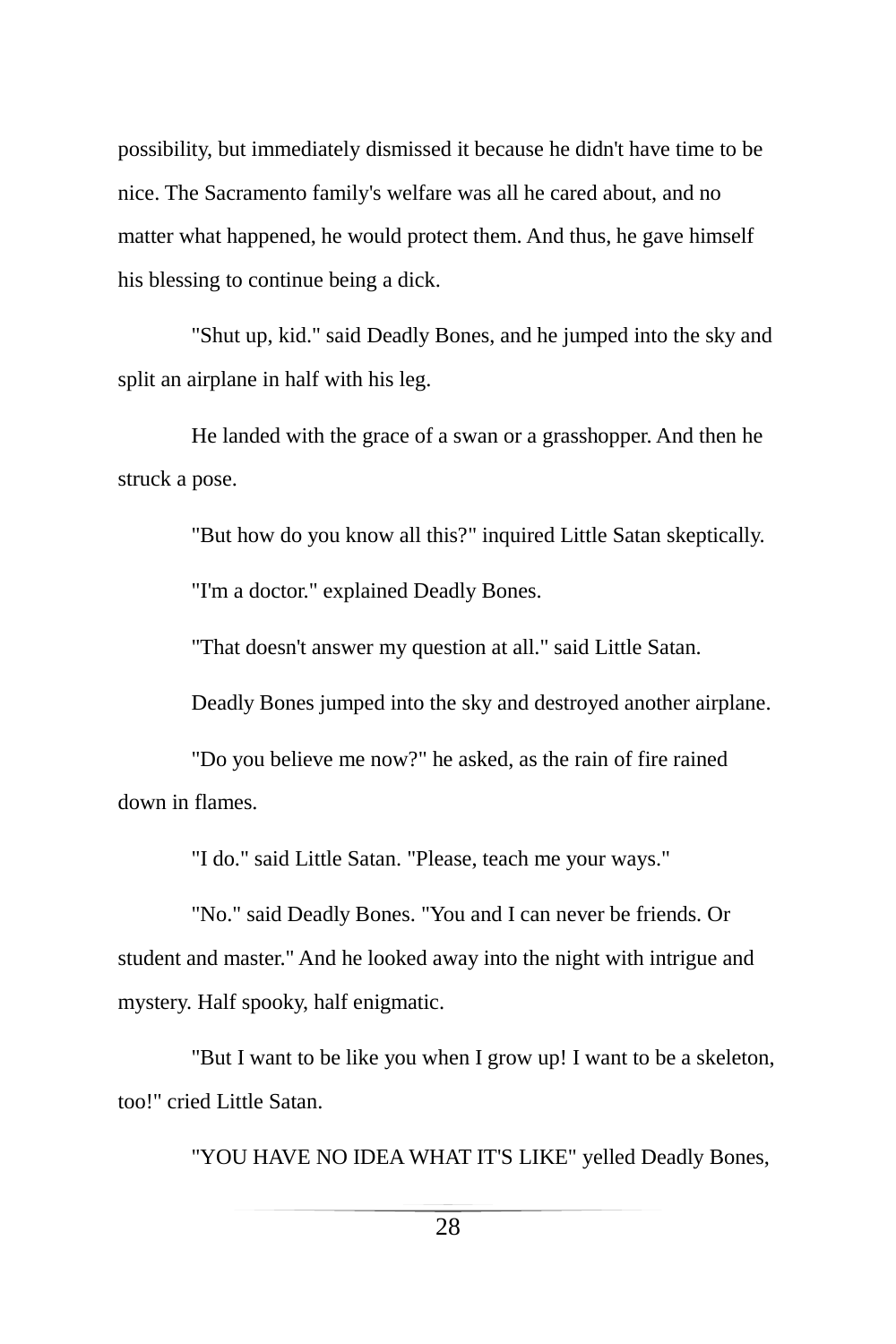possibility, but immediately dismissed it because he didn't have time to be nice. The Sacramento family's welfare was all he cared about, and no matter what happened, he would protect them. And thus, he gave himself his blessing to continue being a dick.

"Shut up, kid." said Deadly Bones, and he jumped into the sky and split an airplane in half with his leg.

He landed with the grace of a swan or a grasshopper. And then he struck a pose.

"But how do you know all this?" inquired Little Satan skeptically.

"I'm a doctor." explained Deadly Bones.

"That doesn't answer my question at all." said Little Satan.

Deadly Bones jumped into the sky and destroyed another airplane.

"Do you believe me now?" he asked, as the rain of fire rained down in flames.

"I do." said Little Satan. "Please, teach me your ways."

"No." said Deadly Bones. "You and I can never be friends. Or student and master." And he looked away into the night with intrigue and mystery. Half spooky, half enigmatic.

"But I want to be like you when I grow up! I want to be a skeleton, too!" cried Little Satan.

"YOU HAVE NO IDEA WHAT IT'S LIKE" yelled Deadly Bones,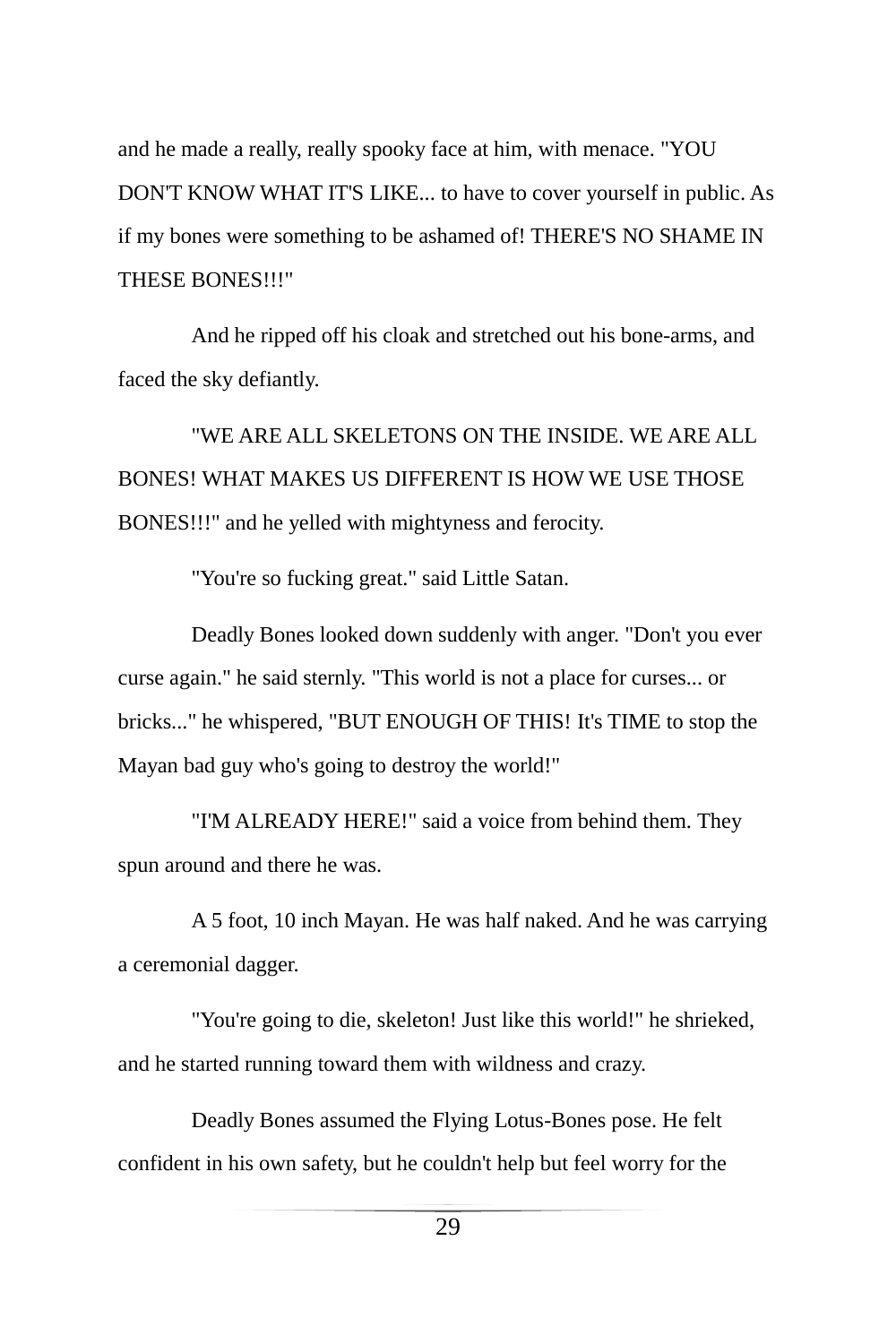and he made a really, really spooky face at him, with menace. "YOU DON'T KNOW WHAT IT'S LIKE... to have to cover yourself in public. As if my bones were something to be ashamed of! THERE'S NO SHAME IN THESE BONES!!!"

And he ripped off his cloak and stretched out his bone-arms, and faced the sky defiantly.

"WE ARE ALL SKELETONS ON THE INSIDE. WE ARE ALL BONES! WHAT MAKES US DIFFERENT IS HOW WE USE THOSE BONES!!!" and he yelled with mightyness and ferocity.

"You're so fucking great." said Little Satan.

Deadly Bones looked down suddenly with anger. "Don't you ever curse again." he said sternly. "This world is not a place for curses... or bricks..." he whispered, "BUT ENOUGH OF THIS! It's TIME to stop the Mayan bad guy who's going to destroy the world!"

"I'M ALREADY HERE!" said a voice from behind them. They spun around and there he was.

A 5 foot, 10 inch Mayan. He was half naked. And he was carrying a ceremonial dagger.

"You're going to die, skeleton! Just like this world!" he shrieked, and he started running toward them with wildness and crazy.

Deadly Bones assumed the Flying Lotus-Bones pose. He felt confident in his own safety, but he couldn't help but feel worry for the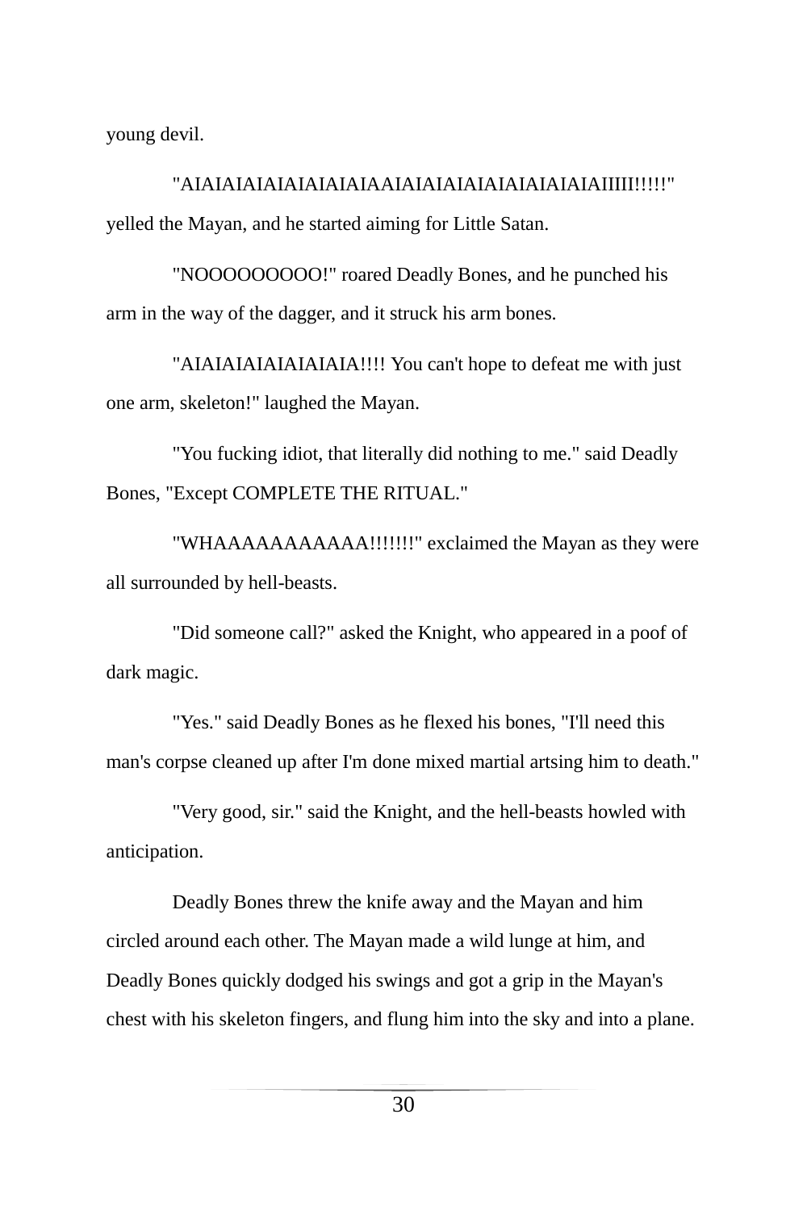young devil.

"AIAIAIAIAIAIAIAIAIAAIAIAIAIAIAIAIAIAIAIAIIIII!!!!!" yelled the Mayan, and he started aiming for Little Satan.

"NOOOOOOOOO!" roared Deadly Bones, and he punched his arm in the way of the dagger, and it struck his arm bones.

"AIAIAIAIAIAIAIAIA!!!! You can't hope to defeat me with just one arm, skeleton!" laughed the Mayan.

"You fucking idiot, that literally did nothing to me." said Deadly Bones, "Except COMPLETE THE RITUAL."

"WHAAAAAAAAAAA!!!!!!!" exclaimed the Mayan as they were all surrounded by hell-beasts.

"Did someone call?" asked the Knight, who appeared in a poof of dark magic.

"Yes." said Deadly Bones as he flexed his bones, "I'll need this man's corpse cleaned up after I'm done mixed martial artsing him to death."

"Very good, sir." said the Knight, and the hell-beasts howled with anticipation.

Deadly Bones threw the knife away and the Mayan and him circled around each other. The Mayan made a wild lunge at him, and Deadly Bones quickly dodged his swings and got a grip in the Mayan's chest with his skeleton fingers, and flung him into the sky and into a plane.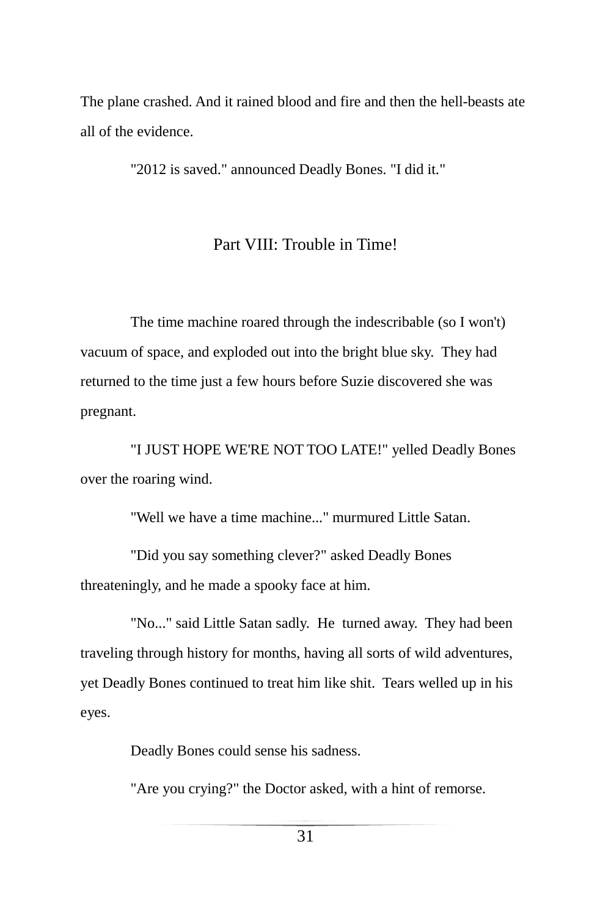The plane crashed. And it rained blood and fire and then the hell-beasts ate all of the evidence.

"2012 is saved." announced Deadly Bones. "I did it."

## Part VIII: Trouble in Time!

The time machine roared through the indescribable (so I won't) vacuum of space, and exploded out into the bright blue sky. They had returned to the time just a few hours before Suzie discovered she was pregnant.

"I JUST HOPE WE'RE NOT TOO LATE!" yelled Deadly Bones over the roaring wind.

"Well we have a time machine..." murmured Little Satan.

"Did you say something clever?" asked Deadly Bones threateningly, and he made a spooky face at him.

"No..." said Little Satan sadly. He turned away. They had been traveling through history for months, having all sorts of wild adventures, yet Deadly Bones continued to treat him like shit. Tears welled up in his eyes.

Deadly Bones could sense his sadness.

"Are you crying?" the Doctor asked, with a hint of remorse.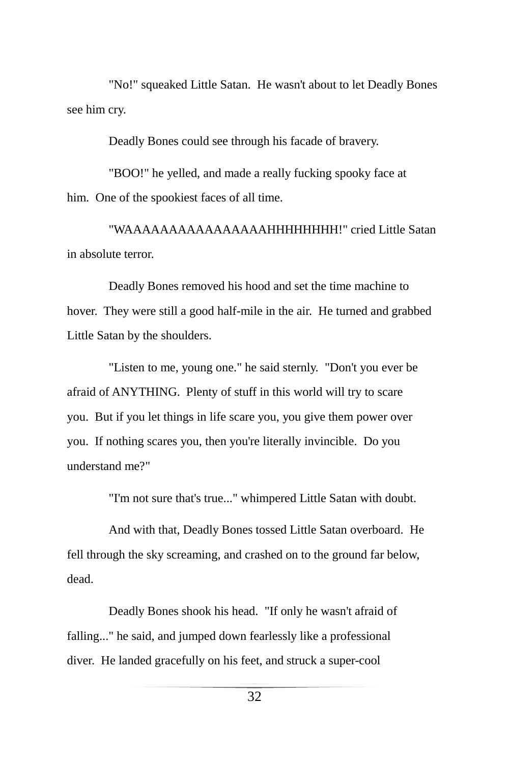"No!" squeaked Little Satan. He wasn't about to let Deadly Bones see him cry.

Deadly Bones could see through his facade of bravery.

"BOO!" he yelled, and made a really fucking spooky face at him. One of the spookiest faces of all time.

"WAAAAAAAAAAAAAAAAHHHHHHHH!" cried Little Satan in absolute terror.

Deadly Bones removed his hood and set the time machine to hover. They were still a good half-mile in the air. He turned and grabbed Little Satan by the shoulders.

"Listen to me, young one." he said sternly. "Don't you ever be afraid of ANYTHING. Plenty of stuff in this world will try to scare you. But if you let things in life scare you, you give them power over you. If nothing scares you, then you're literally invincible. Do you understand me?"

"I'm not sure that's true..." whimpered Little Satan with doubt.

And with that, Deadly Bones tossed Little Satan overboard. He fell through the sky screaming, and crashed on to the ground far below, dead.

Deadly Bones shook his head. "If only he wasn't afraid of falling..." he said, and jumped down fearlessly like a professional diver. He landed gracefully on his feet, and struck a super-cool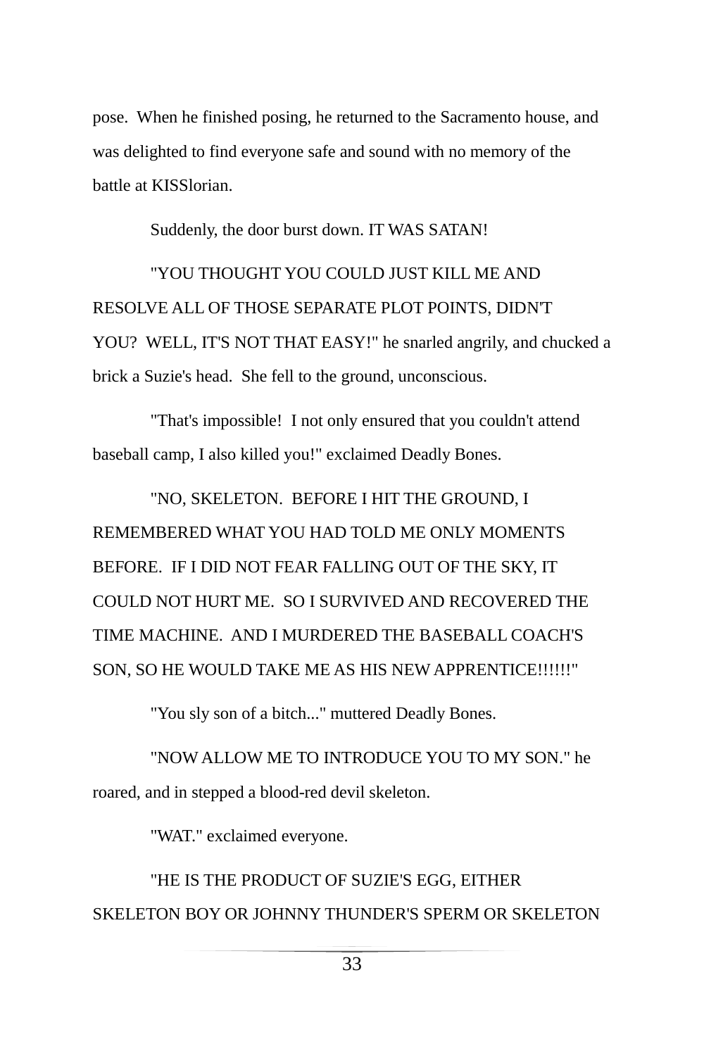pose. When he finished posing, he returned to the Sacramento house, and was delighted to find everyone safe and sound with no memory of the battle at KISSlorian.

Suddenly, the door burst down. IT WAS SATAN!

"YOU THOUGHT YOU COULD JUST KILL ME AND RESOLVE ALL OF THOSE SEPARATE PLOT POINTS, DIDN'T YOU? WELL, IT'S NOT THAT EASY!" he snarled angrily, and chucked a brick a Suzie's head. She fell to the ground, unconscious.

"That's impossible! I not only ensured that you couldn't attend baseball camp, I also killed you!" exclaimed Deadly Bones.

"NO, SKELETON. BEFORE I HIT THE GROUND, I REMEMBERED WHAT YOU HAD TOLD ME ONLY MOMENTS BEFORE. IF I DID NOT FEAR FALLING OUT OF THE SKY, IT COULD NOT HURT ME. SO I SURVIVED AND RECOVERED THE TIME MACHINE. AND I MURDERED THE BASEBALL COACH'S SON, SO HE WOULD TAKE ME AS HIS NEW APPRENTICE!!!!!!"

"You sly son of a bitch..." muttered Deadly Bones.

"NOW ALLOW ME TO INTRODUCE YOU TO MY SON." he roared, and in stepped a blood-red devil skeleton.

"WAT." exclaimed everyone.

"HE IS THE PRODUCT OF SUZIE'S EGG, EITHER SKELETON BOY OR JOHNNY THUNDER'S SPERM OR SKELETON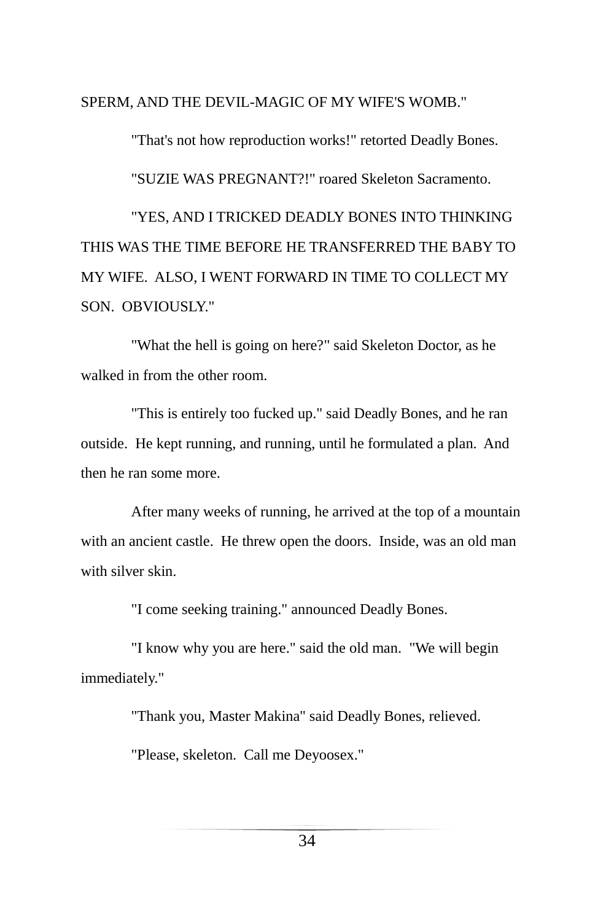SPERM, AND THE DEVIL-MAGIC OF MY WIFE'S WOMB."

"That's not how reproduction works!" retorted Deadly Bones.

"SUZIE WAS PREGNANT?!" roared Skeleton Sacramento.

"YES, AND I TRICKED DEADLY BONES INTO THINKING THIS WAS THE TIME BEFORE HE TRANSFERRED THE BABY TO MY WIFE. ALSO, I WENT FORWARD IN TIME TO COLLECT MY SON. OBVIOUSLY."

"What the hell is going on here?" said Skeleton Doctor, as he walked in from the other room.

"This is entirely too fucked up." said Deadly Bones, and he ran outside. He kept running, and running, until he formulated a plan. And then he ran some more.

After many weeks of running, he arrived at the top of a mountain with an ancient castle. He threw open the doors. Inside, was an old man with silver skin.

"I come seeking training." announced Deadly Bones.

"I know why you are here." said the old man. "We will begin immediately."

"Thank you, Master Makina" said Deadly Bones, relieved.

"Please, skeleton. Call me Deyoosex."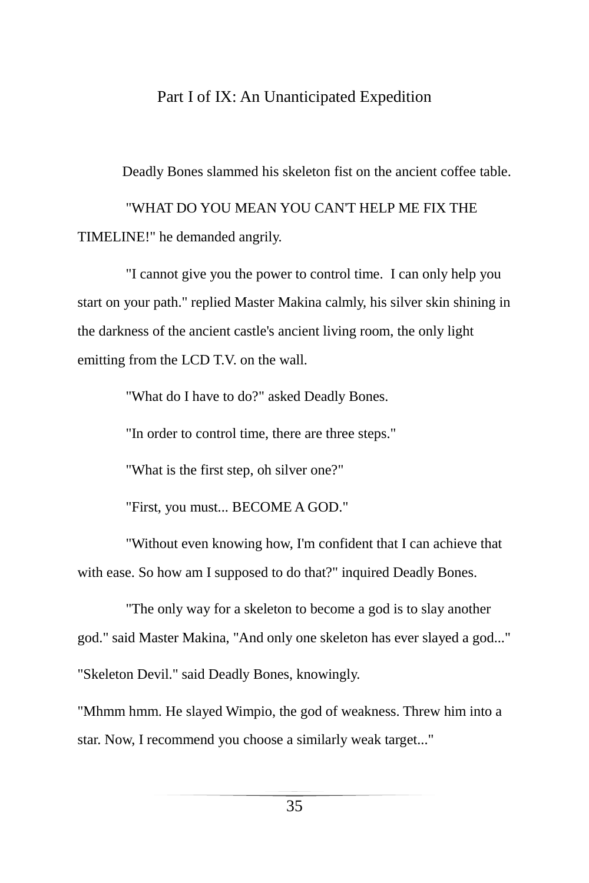## Part I of IX: An Unanticipated Expedition

Deadly Bones slammed his skeleton fist on the ancient coffee table.

"WHAT DO YOU MEAN YOU CAN'T HELP ME FIX THE TIMELINE!" he demanded angrily.

"I cannot give you the power to control time.  I can only help you start on your path." replied Master Makina calmly, his silver skin shining in the darkness of the ancient castle's ancient living room, the only light emitting from the LCD T.V. on the wall.

"What do I have to do?" asked Deadly Bones.

"In order to control time, there are three steps."

"What is the first step, oh silver one?"

"First, you must... BECOME A GOD."

"Without even knowing how, I'm confident that I can achieve that with ease. So how am I supposed to do that?" inquired Deadly Bones.

"The only way for a skeleton to become a god is to slay another god." said Master Makina, "And only one skeleton has ever slayed a god..."

"Skeleton Devil." said Deadly Bones, knowingly.

"Mhmm hmm. He slayed Wimpio, the god of weakness. Threw him into a star. Now, I recommend you choose a similarly weak target..."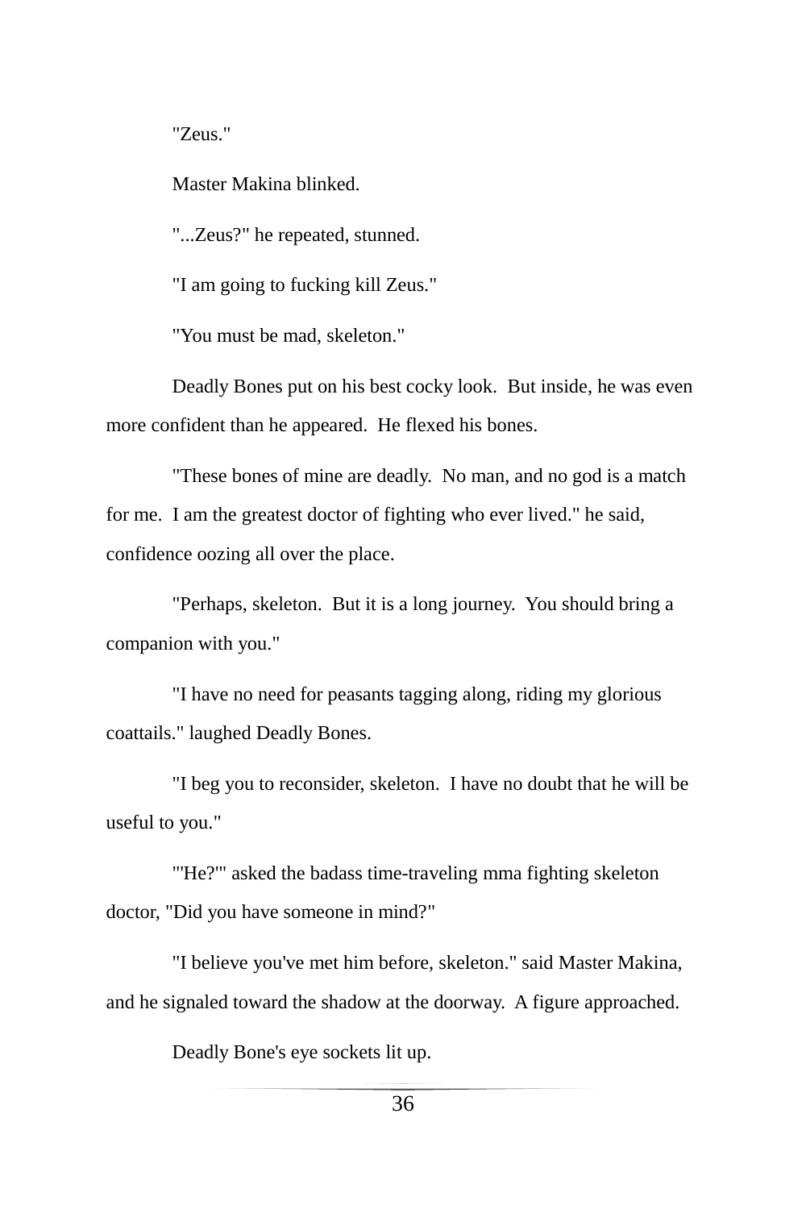"Zeus."

Master Makina blinked.

"...Zeus?" he repeated, stunned.

"I am going to fucking kill Zeus."

"You must be mad, skeleton."

Deadly Bones put on his best cocky look.  But inside, he was even more confident than he appeared.  He flexed his bones.

"These bones of mine are deadly.  No man, and no god is a match for me.  I am the greatest doctor of fighting who ever lived." he said, confidence oozing all over the place.

"Perhaps, skeleton.  But it is a long journey.  You should bring a companion with you."

"I have no need for peasants tagging along, riding my glorious coattails." laughed Deadly Bones.

"I beg you to reconsider, skeleton.  I have no doubt that he will be useful to you."

"'He?'" asked the badass time-traveling mma fighting skeleton doctor, "Did you have someone in mind?"

"I believe you've met him before, skeleton." said Master Makina, and he signaled toward the shadow at the doorway.  A figure approached.

Deadly Bone's eye sockets lit up.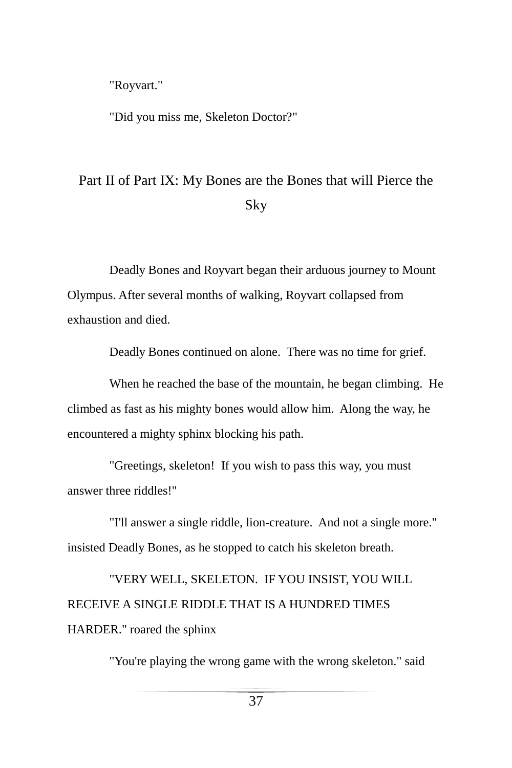"Royvart."

"Did you miss me, Skeleton Doctor?"

## Part II of Part IX: My Bones are the Bones that will Pierce the Sky

Deadly Bones and Royvart began their arduous journey to Mount Olympus. After several months of walking, Royvart collapsed from exhaustion and died.

Deadly Bones continued on alone. There was no time for grief.

When he reached the base of the mountain, he began climbing. He climbed as fast as his mighty bones would allow him. Along the way, he encountered a mighty sphinx blocking his path.

"Greetings, skeleton! If you wish to pass this way, you must answer three riddles!"

"I'll answer a single riddle, lion-creature. And not a single more." insisted Deadly Bones, as he stopped to catch his skeleton breath.

"VERY WELL, SKELETON. IF YOU INSIST, YOU WILL RECEIVE A SINGLE RIDDLE THAT IS A HUNDRED TIMES HARDER." roared the sphinx

"You're playing the wrong game with the wrong skeleton." said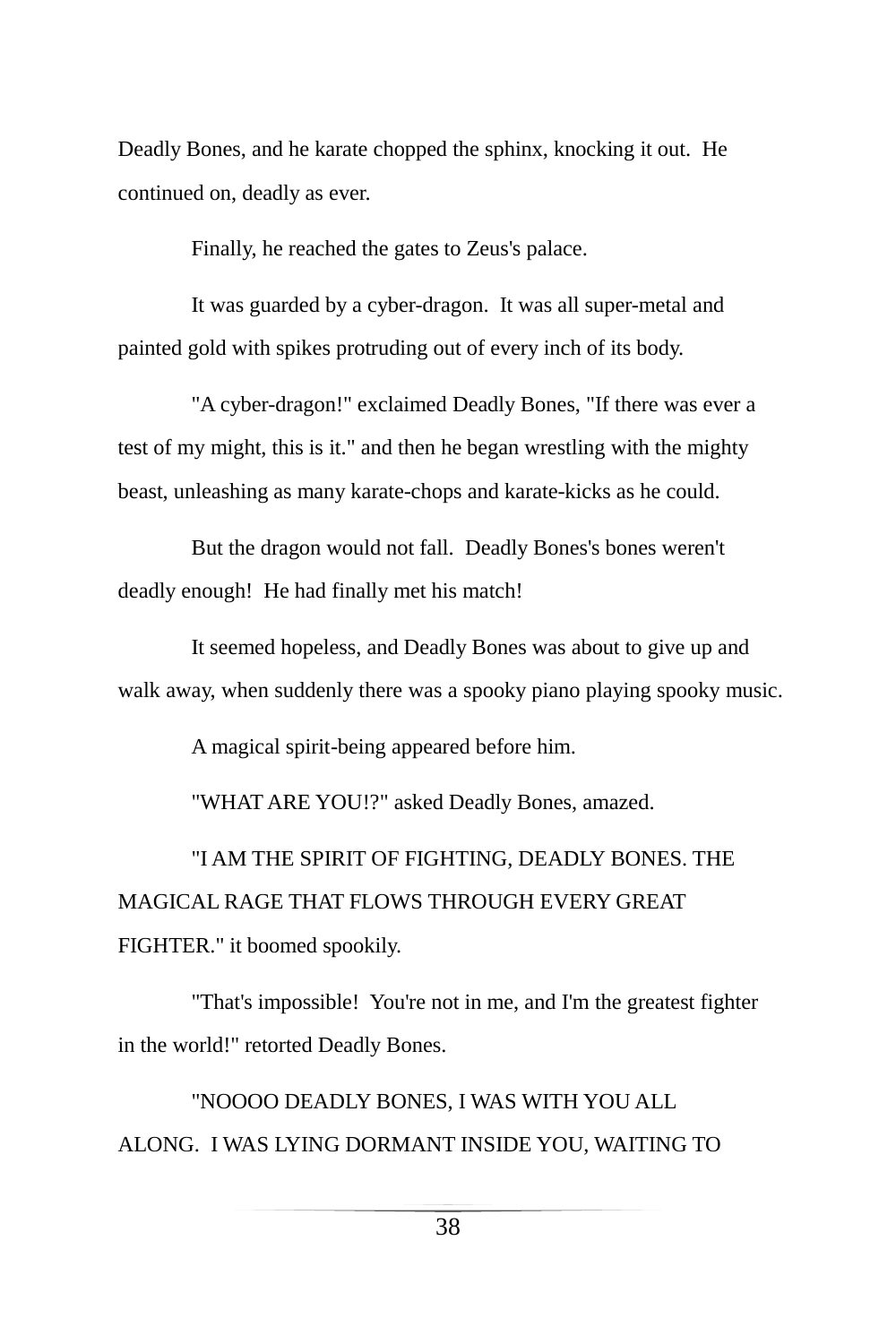Deadly Bones, and he karate chopped the sphinx, knocking it out. He continued on, deadly as ever.

Finally, he reached the gates to Zeus's palace.

It was guarded by a cyber-dragon. It was all super-metal and painted gold with spikes protruding out of every inch of its body.

"A cyber-dragon!" exclaimed Deadly Bones, "If there was ever a test of my might, this is it." and then he began wrestling with the mighty beast, unleashing as many karate-chops and karate-kicks as he could.

But the dragon would not fall. Deadly Bones's bones weren't deadly enough! He had finally met his match!

It seemed hopeless, and Deadly Bones was about to give up and walk away, when suddenly there was a spooky piano playing spooky music.

A magical spirit-being appeared before him.

"WHAT ARE YOU!?" asked Deadly Bones, amazed.

"I AM THE SPIRIT OF FIGHTING, DEADLY BONES. THE MAGICAL RAGE THAT FLOWS THROUGH EVERY GREAT FIGHTER." it boomed spookily.

"That's impossible! You're not in me, and I'm the greatest fighter in the world!" retorted Deadly Bones.

"NOOOO DEADLY BONES, I WAS WITH YOU ALL ALONG. I WAS LYING DORMANT INSIDE YOU, WAITING TO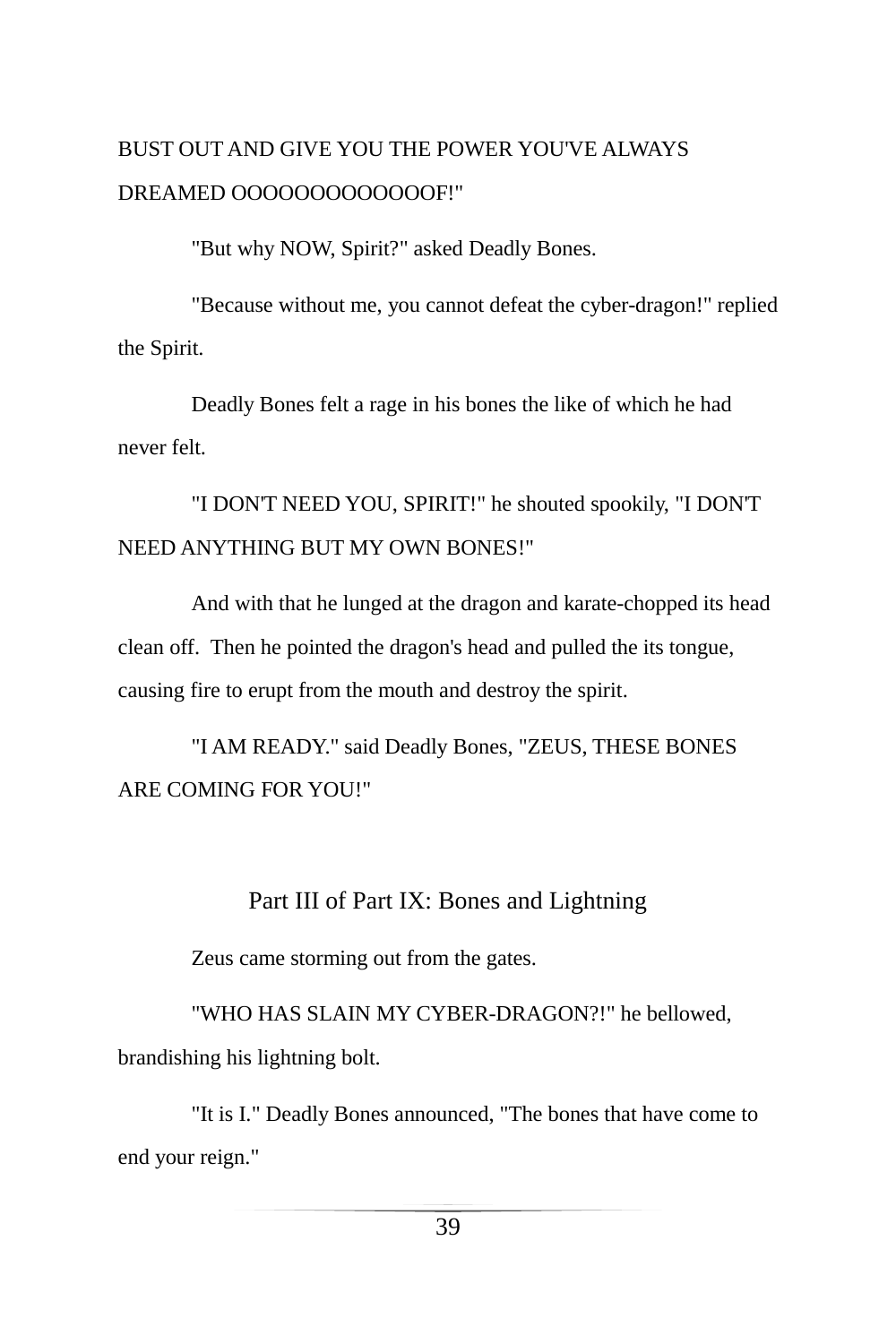BUST OUT AND GIVE YOU THE POWER YOU'VE ALWAYS DREAMED OOOOOOOOOOOOOF!"

"But why NOW, Spirit?" asked Deadly Bones.

"Because without me, you cannot defeat the cyber-dragon!" replied the Spirit.

Deadly Bones felt a rage in his bones the like of which he had never felt.

"I DON'T NEED YOU, SPIRIT!" he shouted spookily, "I DON'T NEED ANYTHING BUT MY OWN BONES!"

And with that he lunged at the dragon and karate-chopped its head clean off. Then he pointed the dragon's head and pulled the its tongue, causing fire to erupt from the mouth and destroy the spirit.

"I AM READY." said Deadly Bones, "ZEUS, THESE BONES ARE COMING FOR YOU!"

## Part III of Part IX: Bones and Lightning

Zeus came storming out from the gates.

"WHO HAS SLAIN MY CYBER-DRAGON?!" he bellowed, brandishing his lightning bolt.

"It is I." Deadly Bones announced, "The bones that have come to end your reign."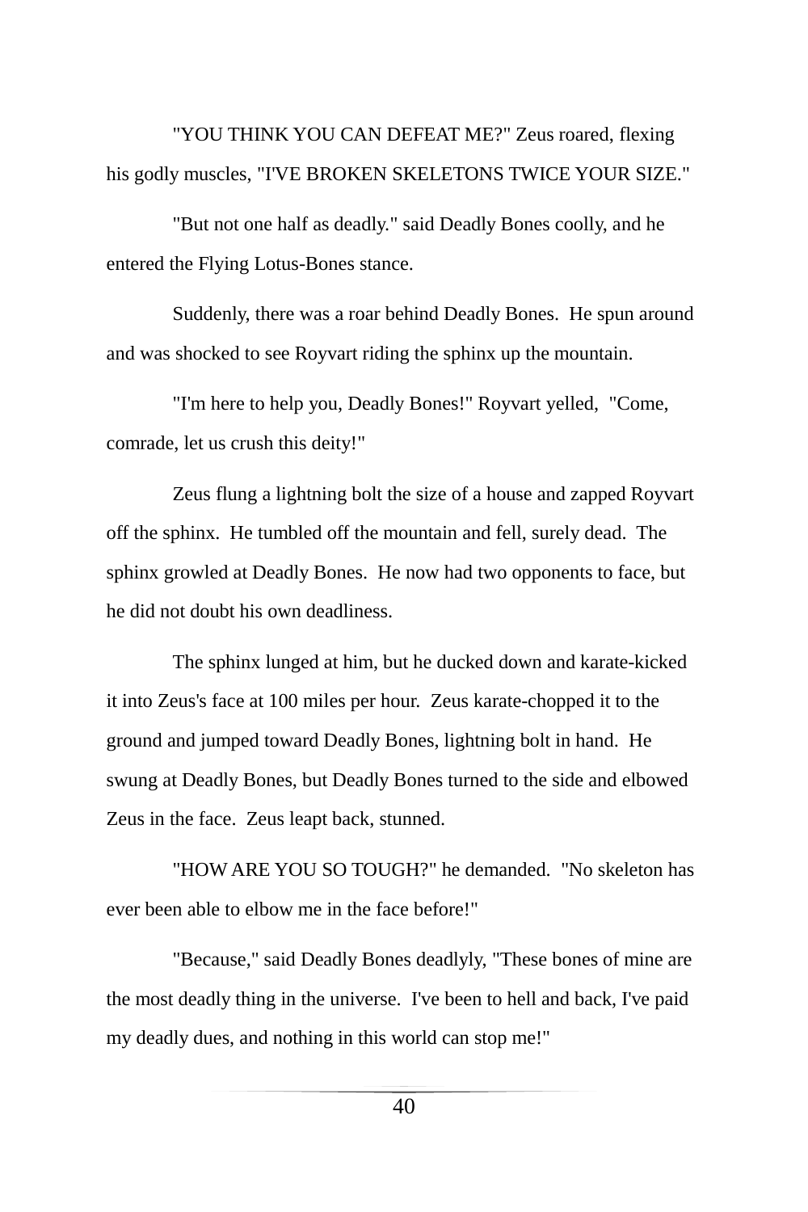"YOU THINK YOU CAN DEFEAT ME?" Zeus roared, flexing his godly muscles, "I'VE BROKEN SKELETONS TWICE YOUR SIZE."

"But not one half as deadly." said Deadly Bones coolly, and he entered the Flying Lotus-Bones stance.

Suddenly, there was a roar behind Deadly Bones. He spun around and was shocked to see Royvart riding the sphinx up the mountain.

"I'm here to help you, Deadly Bones!" Royvart yelled, "Come, comrade, let us crush this deity!"

Zeus flung a lightning bolt the size of a house and zapped Royvart off the sphinx. He tumbled off the mountain and fell, surely dead. The sphinx growled at Deadly Bones. He now had two opponents to face, but he did not doubt his own deadliness.

The sphinx lunged at him, but he ducked down and karate-kicked it into Zeus's face at 100 miles per hour. Zeus karate-chopped it to the ground and jumped toward Deadly Bones, lightning bolt in hand. He swung at Deadly Bones, but Deadly Bones turned to the side and elbowed Zeus in the face. Zeus leapt back, stunned.

"HOW ARE YOU SO TOUGH?" he demanded. "No skeleton has ever been able to elbow me in the face before!"

"Because," said Deadly Bones deadlyly, "These bones of mine are the most deadly thing in the universe. I've been to hell and back, I've paid my deadly dues, and nothing in this world can stop me!"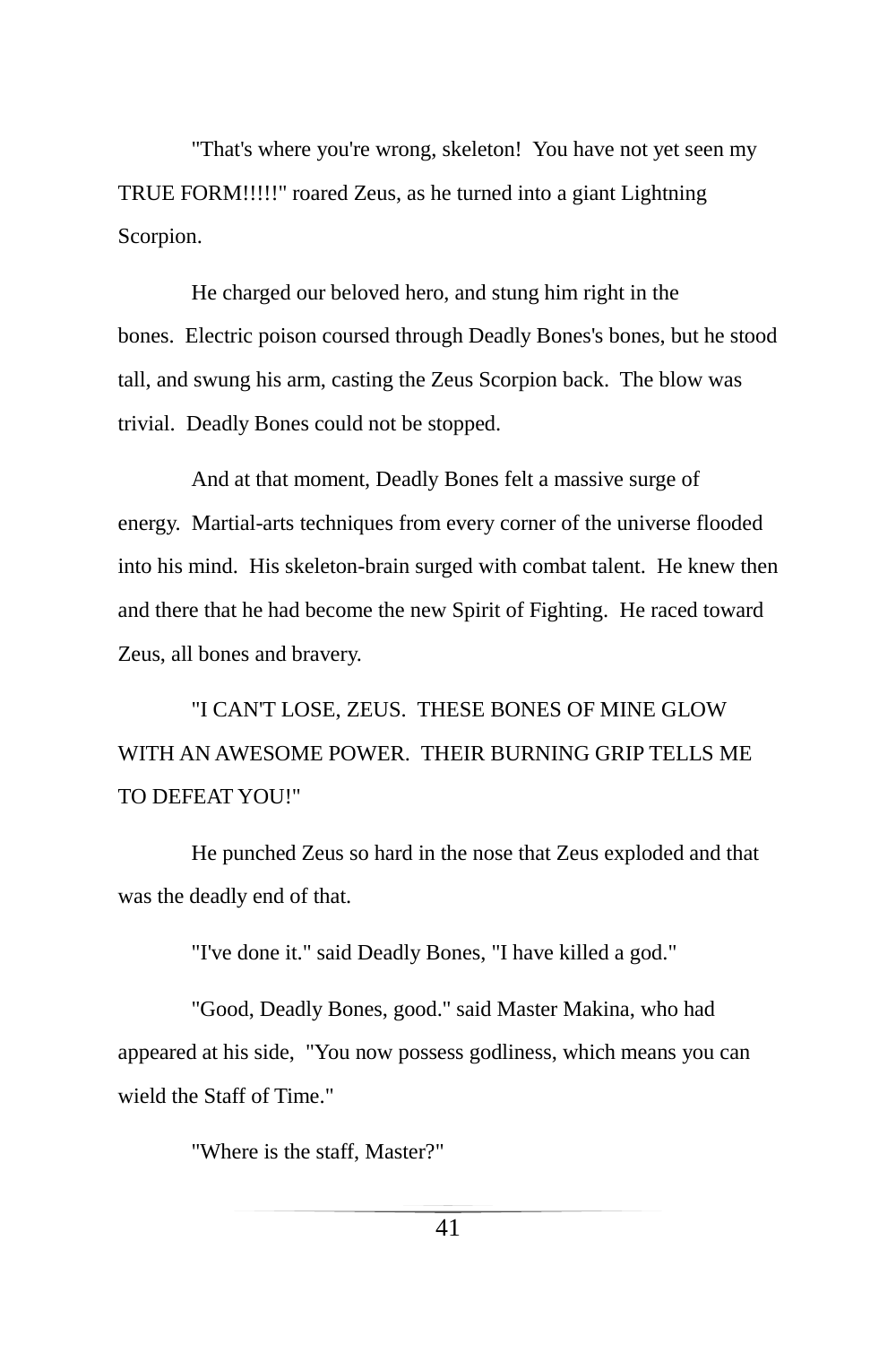"That's where you're wrong, skeleton!  You have not yet seen my TRUE FORM!!!!!" roared Zeus, as he turned into a giant Lightning Scorpion.

He charged our beloved hero, and stung him right in the bones.  Electric poison coursed through Deadly Bones's bones, but he stood tall, and swung his arm, casting the Zeus Scorpion back.  The blow was trivial.  Deadly Bones could not be stopped.

And at that moment, Deadly Bones felt a massive surge of energy.  Martial-arts techniques from every corner of the universe flooded into his mind.  His skeleton-brain surged with combat talent.  He knew then and there that he had become the new Spirit of Fighting.  He raced toward Zeus, all bones and bravery.

"I CAN'T LOSE, ZEUS.  THESE BONES OF MINE GLOW WITH AN AWESOME POWER.  THEIR BURNING GRIP TELLS ME TO DEFEAT YOU!"

He punched Zeus so hard in the nose that Zeus exploded and that was the deadly end of that.

"I've done it." said Deadly Bones, "I have killed a god."

"Good, Deadly Bones, good." said Master Makina, who had appeared at his side,  "You now possess godliness, which means you can wield the Staff of Time."

"Where is the staff, Master?"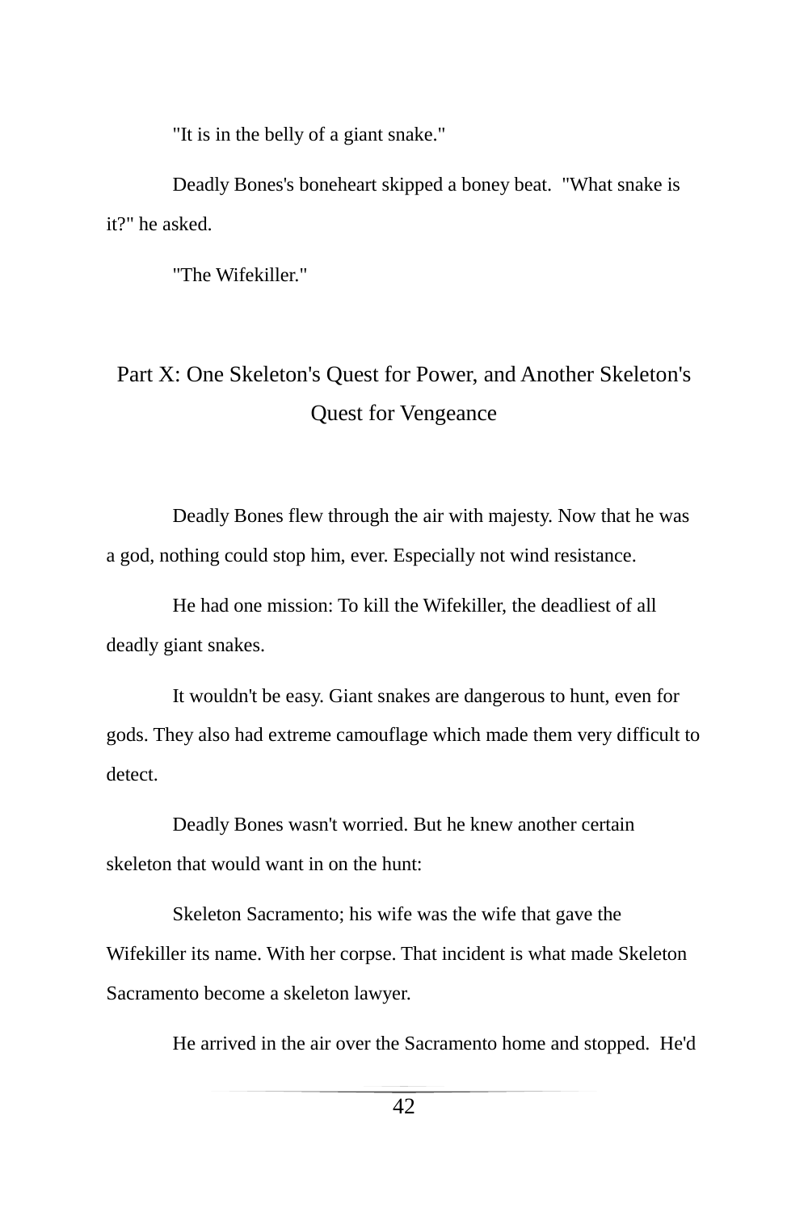"It is in the belly of a giant snake."

Deadly Bones's boneheart skipped a boney beat.  "What snake is it?" he asked.

"The Wifekiller."

## Part X: One Skeleton's Quest for Power, and Another Skeleton's Quest for Vengeance

Deadly Bones flew through the air with majesty. Now that he was a god, nothing could stop him, ever. Especially not wind resistance.

He had one mission: To kill the Wifekiller, the deadliest of all deadly giant snakes.

It wouldn't be easy. Giant snakes are dangerous to hunt, even for gods. They also had extreme camouflage which made them very difficult to detect.

Deadly Bones wasn't worried. But he knew another certain skeleton that would want in on the hunt:

Skeleton Sacramento; his wife was the wife that gave the Wifekiller its name. With her corpse. That incident is what made Skeleton Sacramento become a skeleton lawyer.

He arrived in the air over the Sacramento home and stopped.  He'd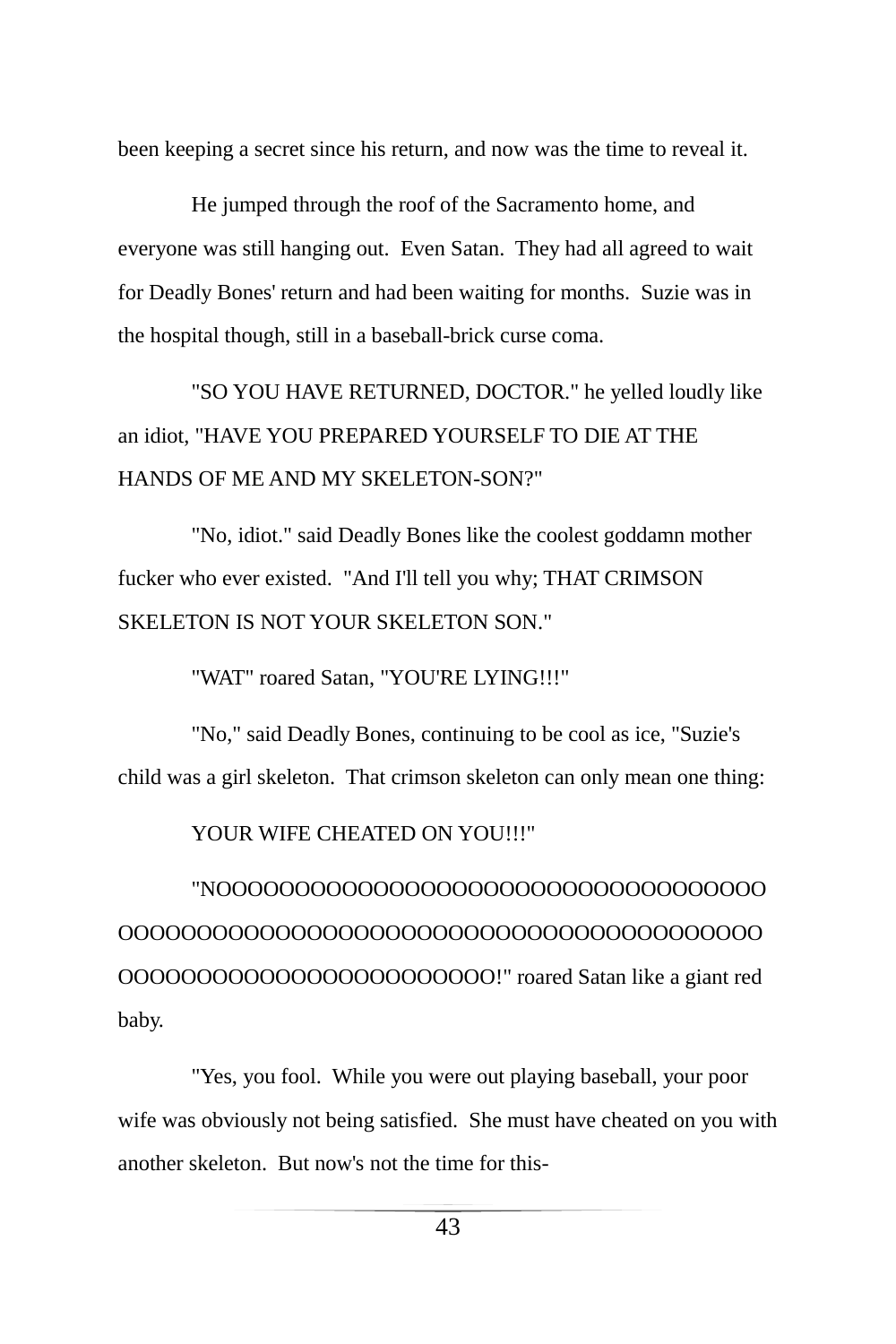been keeping a secret since his return, and now was the time to reveal it.

He jumped through the roof of the Sacramento home, and everyone was still hanging out. Even Satan. They had all agreed to wait for Deadly Bones' return and had been waiting for months. Suzie was in the hospital though, still in a baseball-brick curse coma.

"SO YOU HAVE RETURNED, DOCTOR." he yelled loudly like an idiot, "HAVE YOU PREPARED YOURSELF TO DIE AT THE HANDS OF ME AND MY SKELETON-SON?"

"No, idiot." said Deadly Bones like the coolest goddamn mother fucker who ever existed. "And I'll tell you why; THAT CRIMSON SKELETON IS NOT YOUR SKELETON SON."

"WAT" roared Satan, "YOU'RE LYING!!!"

"No," said Deadly Bones, continuing to be cool as ice, "Suzie's child was a girl skeleton. That crimson skeleton can only mean one thing:

YOUR WIFE CHEATED ON YOU!!!"

"NOOOOOOOOOOOOOOOOOOOOOOOOOOOOOOOOOOOOOOOOOOOOOOOOOOOOOOOOOOOOOOOOOOOOOOOOOOOOOOOOOOOOOOOOOOOOOOOOOOOOO!" roared Satan like a giant red baby.

"Yes, you fool. While you were out playing baseball, your poor wife was obviously not being satisfied. She must have cheated on you with another skeleton. But now's not the time for this-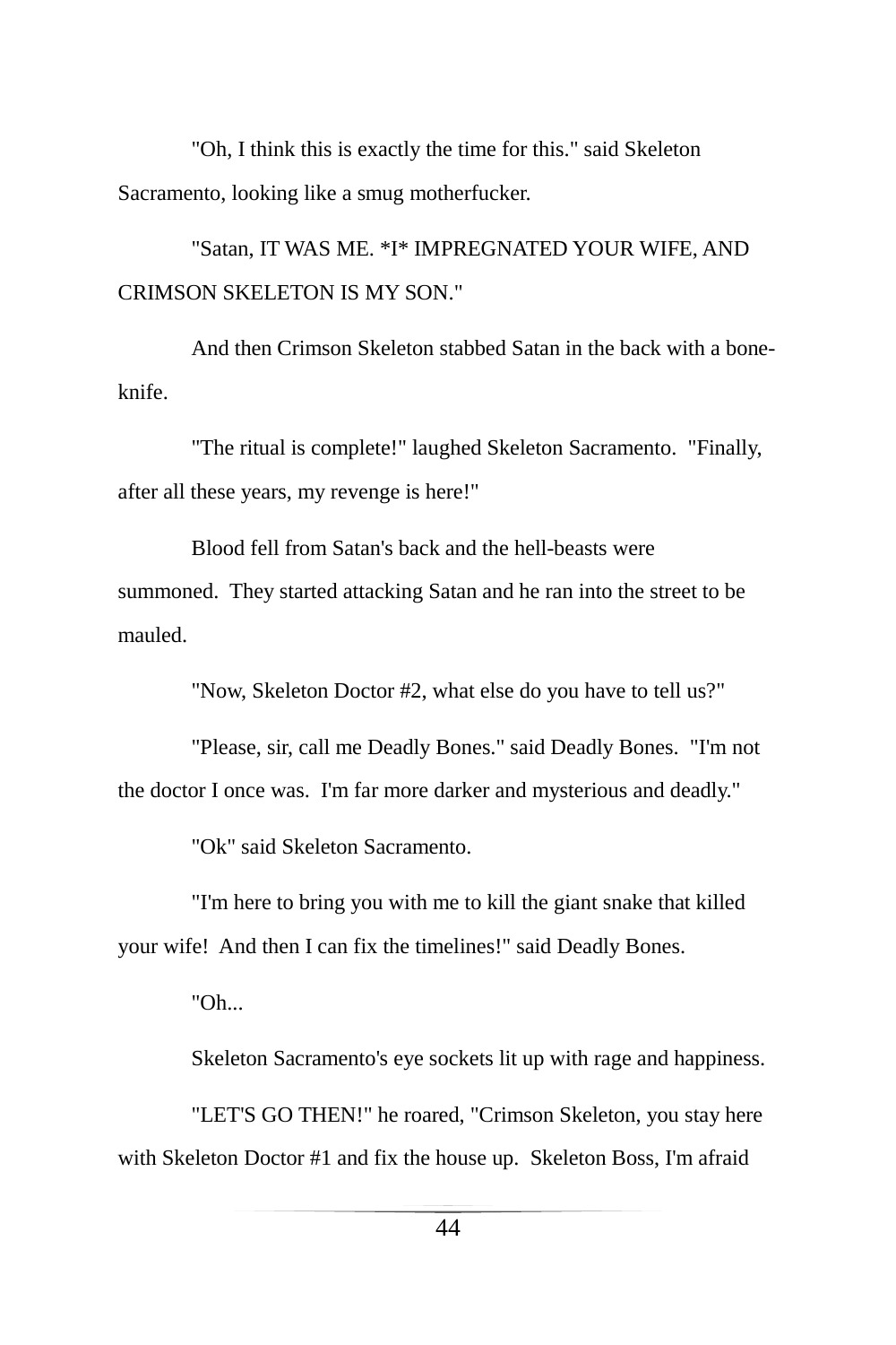"Oh, I think this is exactly the time for this." said Skeleton Sacramento, looking like a smug motherfucker.

"Satan, IT WAS ME. *I* IMPREGNATED YOUR WIFE, AND CRIMSON SKELETON IS MY SON."

And then Crimson Skeleton stabbed Satan in the back with a bone-knife.

"The ritual is complete!" laughed Skeleton Sacramento. "Finally, after all these years, my revenge is here!"

Blood fell from Satan's back and the hell-beasts were summoned. They started attacking Satan and he ran into the street to be mauled.

"Now, Skeleton Doctor #2, what else do you have to tell us?"

"Please, sir, call me Deadly Bones." said Deadly Bones. "I'm not the doctor I once was. I'm far more darker and mysterious and deadly."

"Ok" said Skeleton Sacramento.

"I'm here to bring you with me to kill the giant snake that killed your wife! And then I can fix the timelines!" said Deadly Bones.

"Oh...

Skeleton Sacramento's eye sockets lit up with rage and happiness.

"LET'S GO THEN!" he roared, "Crimson Skeleton, you stay here with Skeleton Doctor #1 and fix the house up. Skeleton Boss, I'm afraid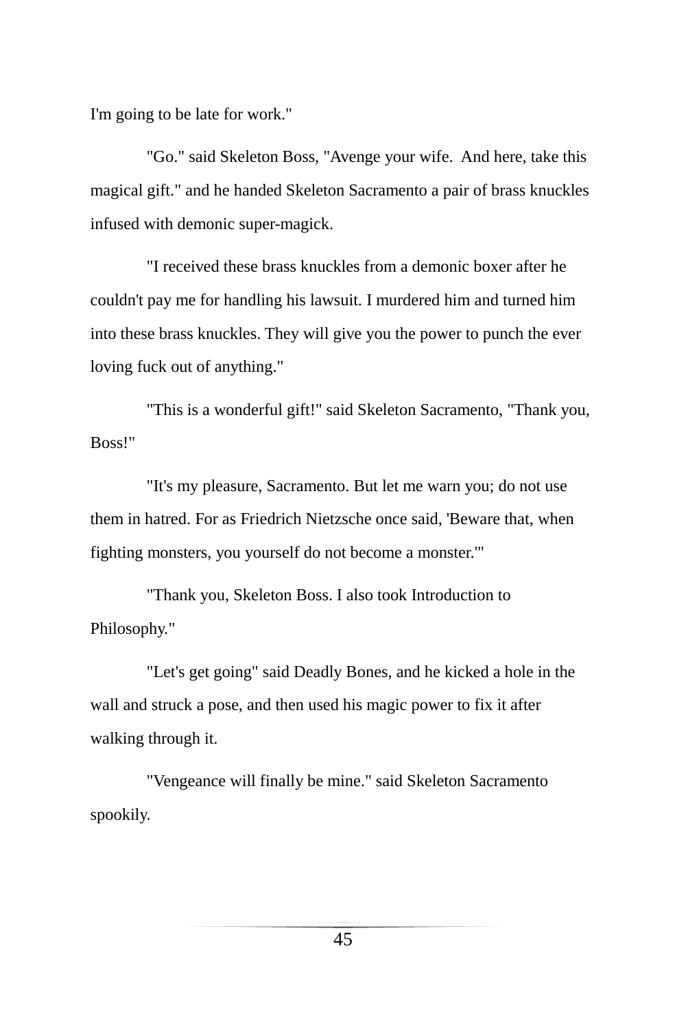I'm going to be late for work."

"Go." said Skeleton Boss, "Avenge your wife.  And here, take this magical gift." and he handed Skeleton Sacramento a pair of brass knuckles infused with demonic super-magick.

"I received these brass knuckles from a demonic boxer after he couldn't pay me for handling his lawsuit. I murdered him and turned him into these brass knuckles. They will give you the power to punch the ever loving fuck out of anything."

"This is a wonderful gift!" said Skeleton Sacramento, "Thank you, Boss!"

"It's my pleasure, Sacramento. But let me warn you; do not use them in hatred. For as Friedrich Nietzsche once said, 'Beware that, when fighting monsters, you yourself do not become a monster.'"

"Thank you, Skeleton Boss. I also took Introduction to Philosophy."

"Let's get going" said Deadly Bones, and he kicked a hole in the wall and struck a pose, and then used his magic power to fix it after walking through it.

"Vengeance will finally be mine." said Skeleton Sacramento spookily.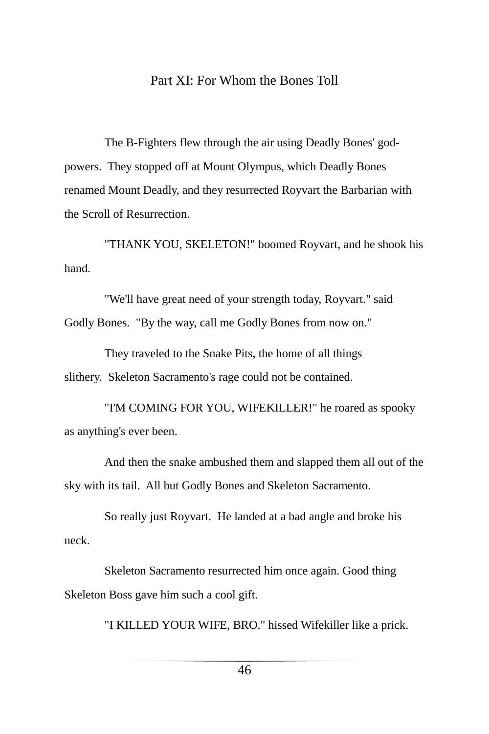## Part XI: For Whom the Bones Toll

The B-Fighters flew through the air using Deadly Bones' god-powers. They stopped off at Mount Olympus, which Deadly Bones renamed Mount Deadly, and they resurrected Royvart the Barbarian with the Scroll of Resurrection.

"THANK YOU, SKELETON!" boomed Royvart, and he shook his hand.

"We'll have great need of your strength today, Royvart." said Godly Bones. "By the way, call me Godly Bones from now on."

They traveled to the Snake Pits, the home of all things slithery. Skeleton Sacramento's rage could not be contained.

"I'M COMING FOR YOU, WIFEKILLER!" he roared as spooky as anything's ever been.

And then the snake ambushed them and slapped them all out of the sky with its tail. All but Godly Bones and Skeleton Sacramento.

So really just Royvart. He landed at a bad angle and broke his neck.

Skeleton Sacramento resurrected him once again. Good thing Skeleton Boss gave him such a cool gift.

"I KILLED YOUR WIFE, BRO." hissed Wifekiller like a prick.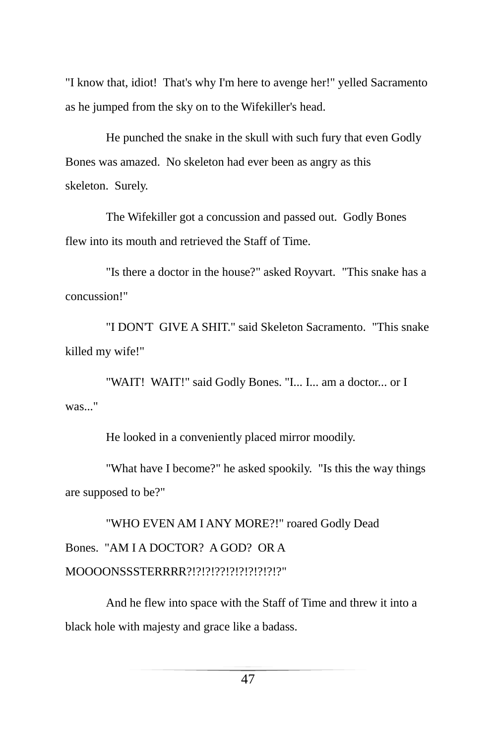"I know that, idiot!  That's why I'm here to avenge her!" yelled Sacramento as he jumped from the sky on to the Wifekiller's head.

He punched the snake in the skull with such fury that even Godly Bones was amazed.  No skeleton had ever been as angry as this skeleton.  Surely.

The Wifekiller got a concussion and passed out.  Godly Bones flew into its mouth and retrieved the Staff of Time.

"Is there a doctor in the house?" asked Royvart.  "This snake has a concussion!"

"I DON'T  GIVE A SHIT." said Skeleton Sacramento.  "This snake killed my wife!"

"WAIT!  WAIT!" said Godly Bones. "I... I... am a doctor... or I was..."

He looked in a conveniently placed mirror moodily.

"What have I become?" he asked spookily.  "Is this the way things are supposed to be?"

"WHO EVEN AM I ANY MORE?!" roared Godly Dead Bones.  "AM I A DOCTOR?  A GOD?  OR A MOOOONSSSTERRRR?!?!?!??!?!?!?!?!?!?"

And he flew into space with the Staff of Time and threw it into a black hole with majesty and grace like a badass.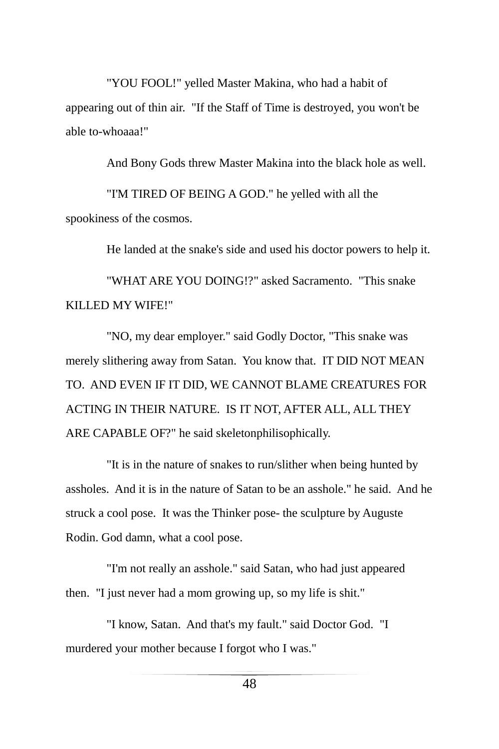"YOU FOOL!" yelled Master Makina, who had a habit of appearing out of thin air. "If the Staff of Time is destroyed, you won't be able to-whoaaa!"

And Bony Gods threw Master Makina into the black hole as well.

"I'M TIRED OF BEING A GOD." he yelled with all the spookiness of the cosmos.

He landed at the snake's side and used his doctor powers to help it.

"WHAT ARE YOU DOING!?" asked Sacramento. "This snake KILLED MY WIFE!"

"NO, my dear employer." said Godly Doctor, "This snake was merely slithering away from Satan. You know that. IT DID NOT MEAN TO. AND EVEN IF IT DID, WE CANNOT BLAME CREATURES FOR ACTING IN THEIR NATURE. IS IT NOT, AFTER ALL, ALL THEY ARE CAPABLE OF?" he said skeletonphilisophically.

"It is in the nature of snakes to run/slither when being hunted by assholes. And it is in the nature of Satan to be an asshole." he said. And he struck a cool pose. It was the Thinker pose- the sculpture by Auguste Rodin. God damn, what a cool pose.

"I'm not really an asshole." said Satan, who had just appeared then. "I just never had a mom growing up, so my life is shit."

"I know, Satan. And that's my fault." said Doctor God. "I murdered your mother because I forgot who I was."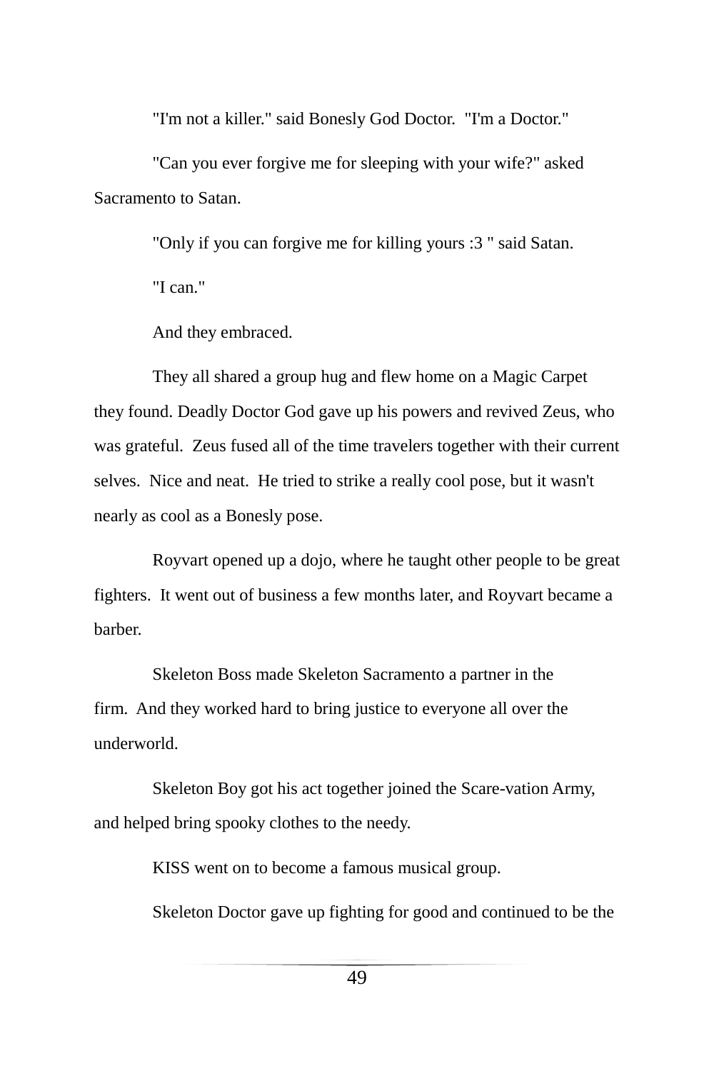"I'm not a killer." said Bonesly God Doctor. "I'm a Doctor."

"Can you ever forgive me for sleeping with your wife?" asked Sacramento to Satan.

"Only if you can forgive me for killing yours :3 " said Satan.

"I can."

And they embraced.

They all shared a group hug and flew home on a Magic Carpet they found. Deadly Doctor God gave up his powers and revived Zeus, who was grateful. Zeus fused all of the time travelers together with their current selves. Nice and neat. He tried to strike a really cool pose, but it wasn't nearly as cool as a Bonesly pose.

Royvart opened up a dojo, where he taught other people to be great fighters. It went out of business a few months later, and Royvart became a barber.

Skeleton Boss made Skeleton Sacramento a partner in the firm. And they worked hard to bring justice to everyone all over the underworld.

Skeleton Boy got his act together joined the Scare-vation Army, and helped bring spooky clothes to the needy.

KISS went on to become a famous musical group.

Skeleton Doctor gave up fighting for good and continued to be the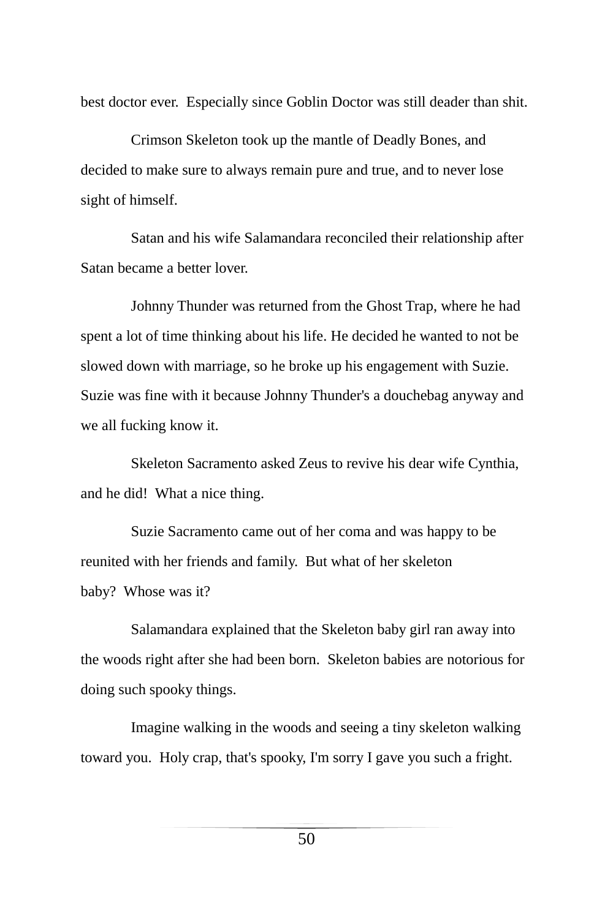best doctor ever. Especially since Goblin Doctor was still deader than shit.

Crimson Skeleton took up the mantle of Deadly Bones, and decided to make sure to always remain pure and true, and to never lose sight of himself.

Satan and his wife Salamandara reconciled their relationship after Satan became a better lover.

Johnny Thunder was returned from the Ghost Trap, where he had spent a lot of time thinking about his life. He decided he wanted to not be slowed down with marriage, so he broke up his engagement with Suzie. Suzie was fine with it because Johnny Thunder's a douchebag anyway and we all fucking know it.

Skeleton Sacramento asked Zeus to revive his dear wife Cynthia, and he did! What a nice thing.

Suzie Sacramento came out of her coma and was happy to be reunited with her friends and family. But what of her skeleton baby? Whose was it?

Salamandara explained that the Skeleton baby girl ran away into the woods right after she had been born. Skeleton babies are notorious for doing such spooky things.

Imagine walking in the woods and seeing a tiny skeleton walking toward you. Holy crap, that's spooky, I'm sorry I gave you such a fright.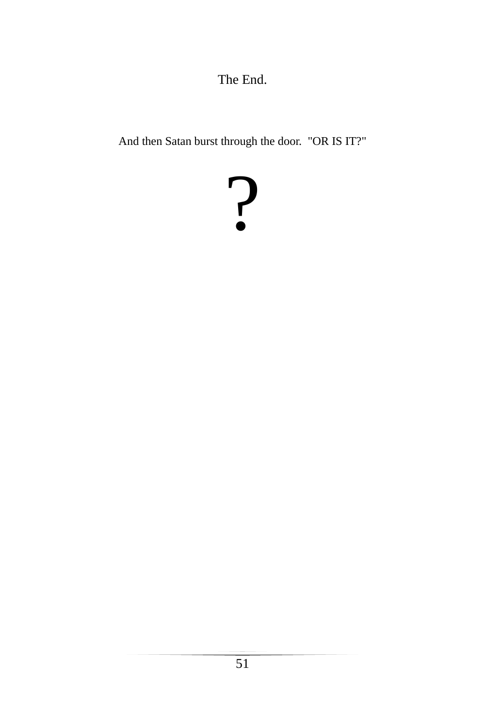The End.

And then Satan burst through the door.  "OR IS IT?"

?